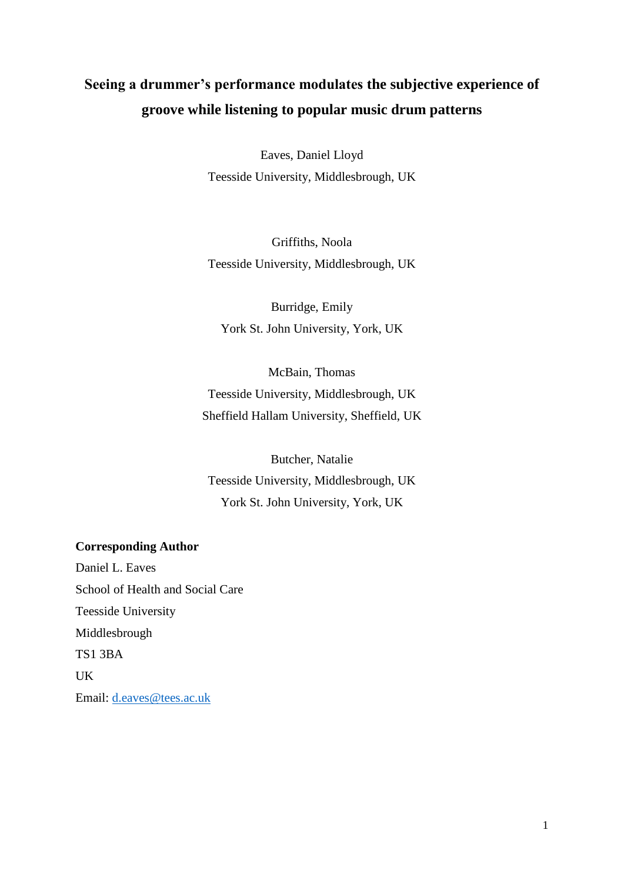# Seeing a drummer's performance modulates the subjective experience of groove while listening to popular music drum patterns

Eaves, Daniel Lloyd
Teesside University, Middlesbrough, UK

Griffiths, Noola
Teesside University, Middlesbrough, UK

Burridge, Emily
York St. John University, York, UK

McBain, Thomas
Teesside University, Middlesbrough, UK
Sheffield Hallam University, Sheffield, UK

Butcher, Natalie
Teesside University, Middlesbrough, UK
York St. John University, York, UK

**Corresponding Author**

Daniel L. Eaves
School of Health and Social Care
Teesside University
Middlesbrough
TS1 3BA
UK
Email: d.eaves@tees.ac.uk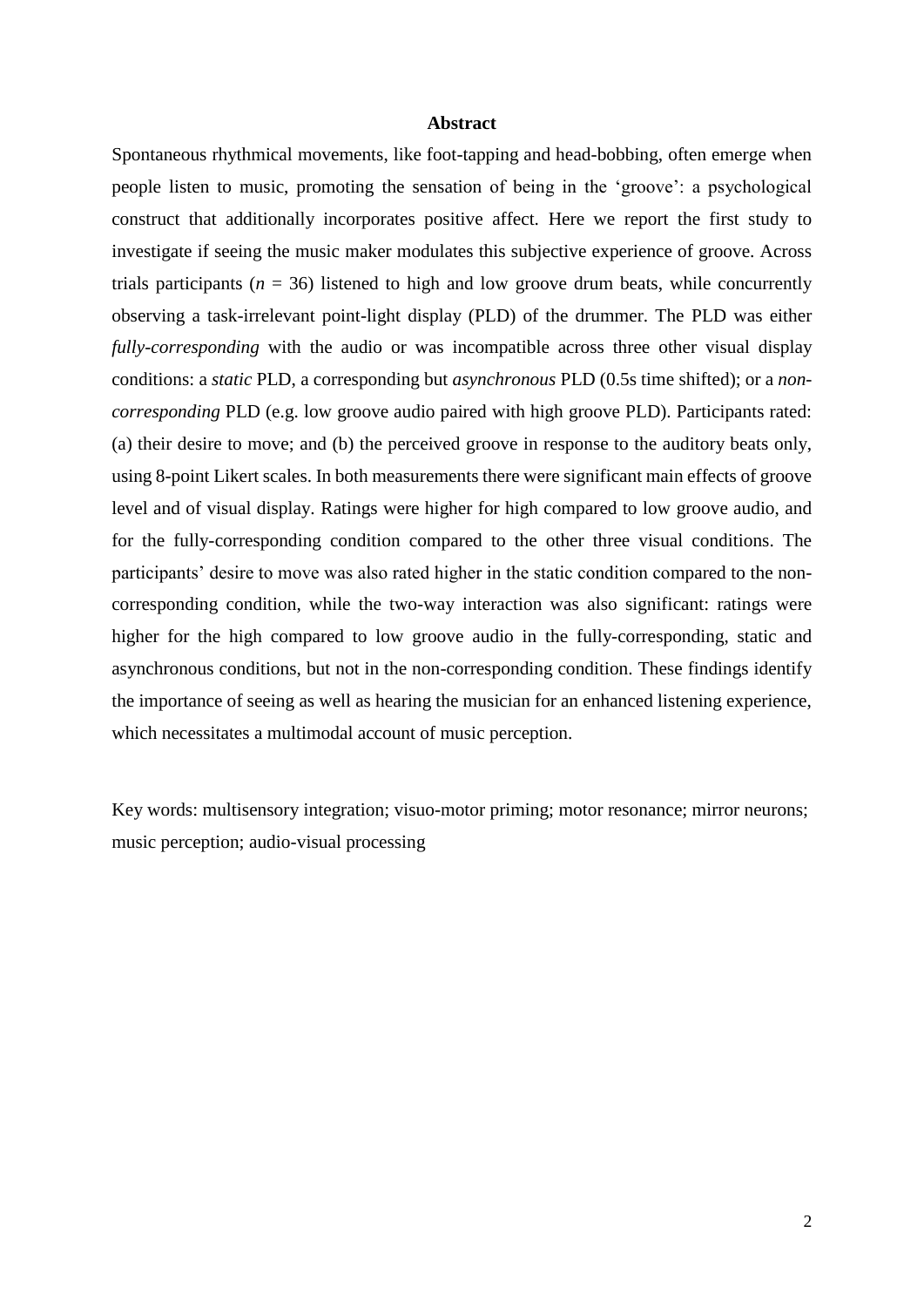# Abstract

Spontaneous rhythmical movements, like foot-tapping and head-bobbing, often emerge when people listen to music, promoting the sensation of being in the 'groove': a psychological construct that additionally incorporates positive affect. Here we report the first study to investigate if seeing the music maker modulates this subjective experience of groove. Across trials participants ($n$ = 36) listened to high and low groove drum beats, while concurrently observing a task-irrelevant point-light display (PLD) of the drummer. The PLD was either *fully-corresponding* with the audio or was incompatible across three other visual display conditions: a *static* PLD, a corresponding but *asynchronous* PLD (0.5s time shifted); or a *non-corresponding* PLD (e.g. low groove audio paired with high groove PLD). Participants rated: (a) their desire to move; and (b) the perceived groove in response to the auditory beats only, using 8-point Likert scales. In both measurements there were significant main effects of groove level and of visual display. Ratings were higher for high compared to low groove audio, and for the fully-corresponding condition compared to the other three visual conditions. The participants' desire to move was also rated higher in the static condition compared to the non-corresponding condition, while the two-way interaction was also significant: ratings were higher for the high compared to low groove audio in the fully-corresponding, static and asynchronous conditions, but not in the non-corresponding condition. These findings identify the importance of seeing as well as hearing the musician for an enhanced listening experience, which necessitates a multimodal account of music perception.

Key words: multisensory integration; visuo-motor priming; motor resonance; mirror neurons; music perception; audio-visual processing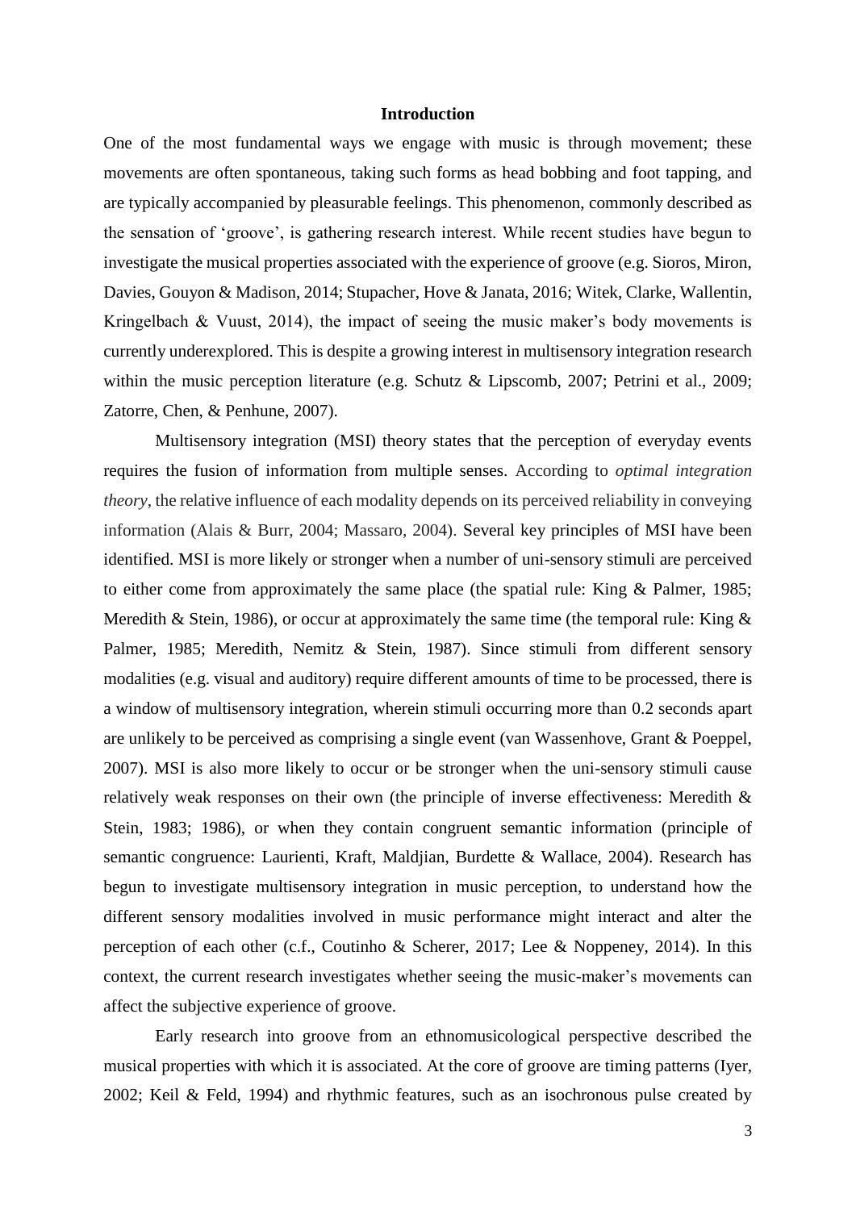## Introduction

One of the most fundamental ways we engage with music is through movement; these movements are often spontaneous, taking such forms as head bobbing and foot tapping, and are typically accompanied by pleasurable feelings. This phenomenon, commonly described as the sensation of 'groove', is gathering research interest. While recent studies have begun to investigate the musical properties associated with the experience of groove (e.g. Sioros, Miron, Davies, Gouyon & Madison, 2014; Stupacher, Hove & Janata, 2016; Witek, Clarke, Wallentin, Kringelbach & Vuust, 2014), the impact of seeing the music maker's body movements is currently underexplored. This is despite a growing interest in multisensory integration research within the music perception literature (e.g. Schutz & Lipscomb, 2007; Petrini et al., 2009; Zatorre, Chen, & Penhune, 2007).

Multisensory integration (MSI) theory states that the perception of everyday events requires the fusion of information from multiple senses. According to *optimal integration theory*, the relative influence of each modality depends on its perceived reliability in conveying information (Alais & Burr, 2004; Massaro, 2004). Several key principles of MSI have been identified. MSI is more likely or stronger when a number of uni-sensory stimuli are perceived to either come from approximately the same place (the spatial rule: King & Palmer, 1985; Meredith & Stein, 1986), or occur at approximately the same time (the temporal rule: King & Palmer, 1985; Meredith, Nemitz & Stein, 1987). Since stimuli from different sensory modalities (e.g. visual and auditory) require different amounts of time to be processed, there is a window of multisensory integration, wherein stimuli occurring more than 0.2 seconds apart are unlikely to be perceived as comprising a single event (van Wassenhove, Grant & Poeppel, 2007). MSI is also more likely to occur or be stronger when the uni-sensory stimuli cause relatively weak responses on their own (the principle of inverse effectiveness: Meredith & Stein, 1983; 1986), or when they contain congruent semantic information (principle of semantic congruence: Laurienti, Kraft, Maldjian, Burdette & Wallace, 2004). Research has begun to investigate multisensory integration in music perception, to understand how the different sensory modalities involved in music performance might interact and alter the perception of each other (c.f., Coutinho & Scherer, 2017; Lee & Noppeney, 2014). In this context, the current research investigates whether seeing the music-maker's movements can affect the subjective experience of groove.

Early research into groove from an ethnomusicological perspective described the musical properties with which it is associated. At the core of groove are timing patterns (Iyer, 2002; Keil & Feld, 1994) and rhythmic features, such as an isochronous pulse created by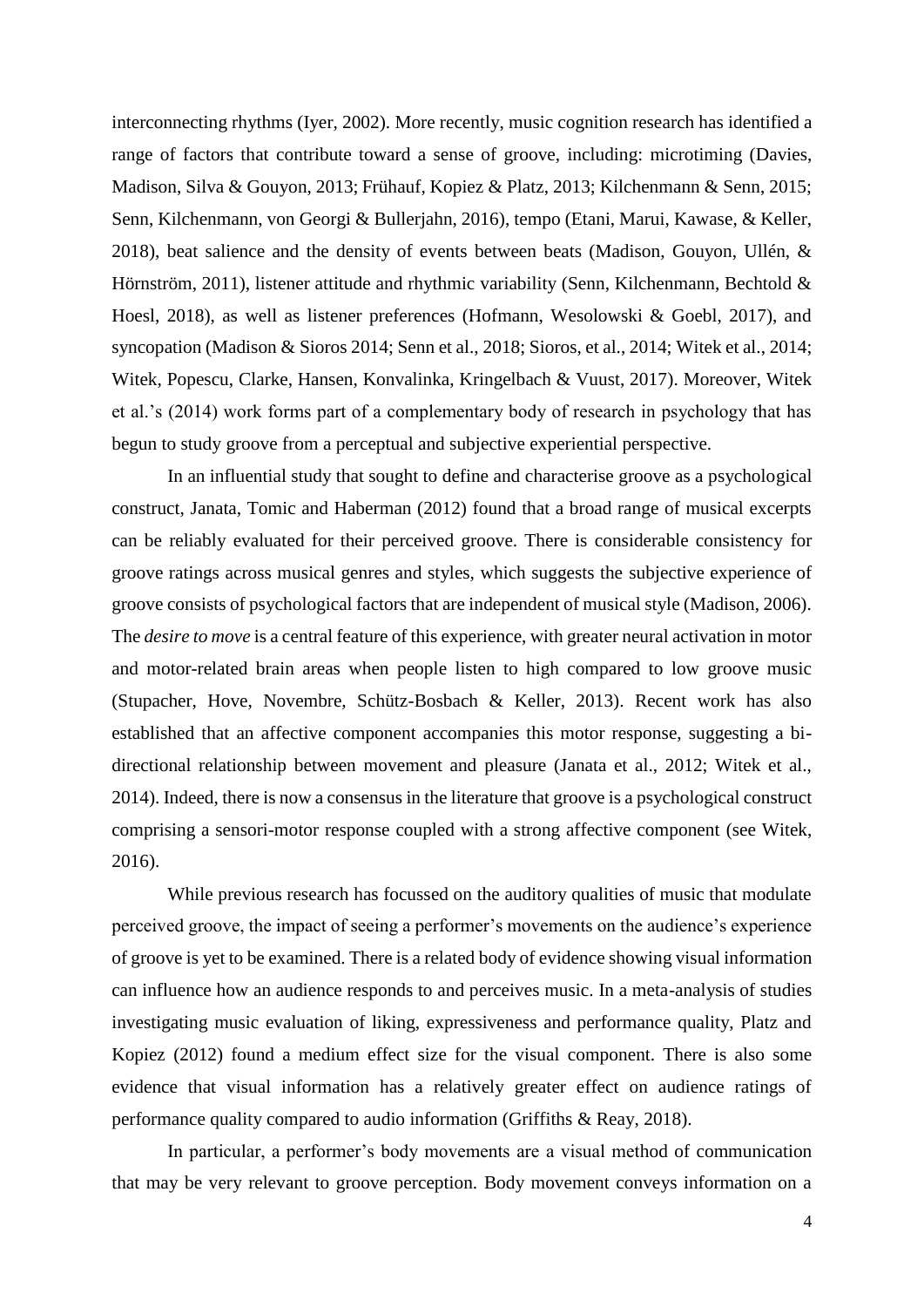interconnecting rhythms (Iyer, 2002). More recently, music cognition research has identified a range of factors that contribute toward a sense of groove, including: microtiming (Davies, Madison, Silva & Gouyon, 2013; Frühauf, Kopiez & Platz, 2013; Kilchenmann & Senn, 2015; Senn, Kilchenmann, von Georgi & Bullerjahn, 2016), tempo (Etani, Marui, Kawase, & Keller, 2018), beat salience and the density of events between beats (Madison, Gouyon, Ullén, & Hörnström, 2011), listener attitude and rhythmic variability (Senn, Kilchenmann, Bechtold & Hoesl, 2018), as well as listener preferences (Hofmann, Wesolowski & Goebl, 2017), and syncopation (Madison & Sioros 2014; Senn et al., 2018; Sioros, et al., 2014; Witek et al., 2014; Witek, Popescu, Clarke, Hansen, Konvalinka, Kringelbach & Vuust, 2017). Moreover, Witek et al.'s (2014) work forms part of a complementary body of research in psychology that has begun to study groove from a perceptual and subjective experiential perspective.

In an influential study that sought to define and characterise groove as a psychological construct, Janata, Tomic and Haberman (2012) found that a broad range of musical excerpts can be reliably evaluated for their perceived groove. There is considerable consistency for groove ratings across musical genres and styles, which suggests the subjective experience of groove consists of psychological factors that are independent of musical style (Madison, 2006). The *desire to move* is a central feature of this experience, with greater neural activation in motor and motor-related brain areas when people listen to high compared to low groove music (Stupacher, Hove, Novembre, Schütz-Bosbach & Keller, 2013). Recent work has also established that an affective component accompanies this motor response, suggesting a bi-directional relationship between movement and pleasure (Janata et al., 2012; Witek et al., 2014). Indeed, there is now a consensus in the literature that groove is a psychological construct comprising a sensori-motor response coupled with a strong affective component (see Witek, 2016).

While previous research has focussed on the auditory qualities of music that modulate perceived groove, the impact of seeing a performer's movements on the audience's experience of groove is yet to be examined. There is a related body of evidence showing visual information can influence how an audience responds to and perceives music. In a meta-analysis of studies investigating music evaluation of liking, expressiveness and performance quality, Platz and Kopiez (2012) found a medium effect size for the visual component. There is also some evidence that visual information has a relatively greater effect on audience ratings of performance quality compared to audio information (Griffiths & Reay, 2018).

In particular, a performer's body movements are a visual method of communication that may be very relevant to groove perception. Body movement conveys information on a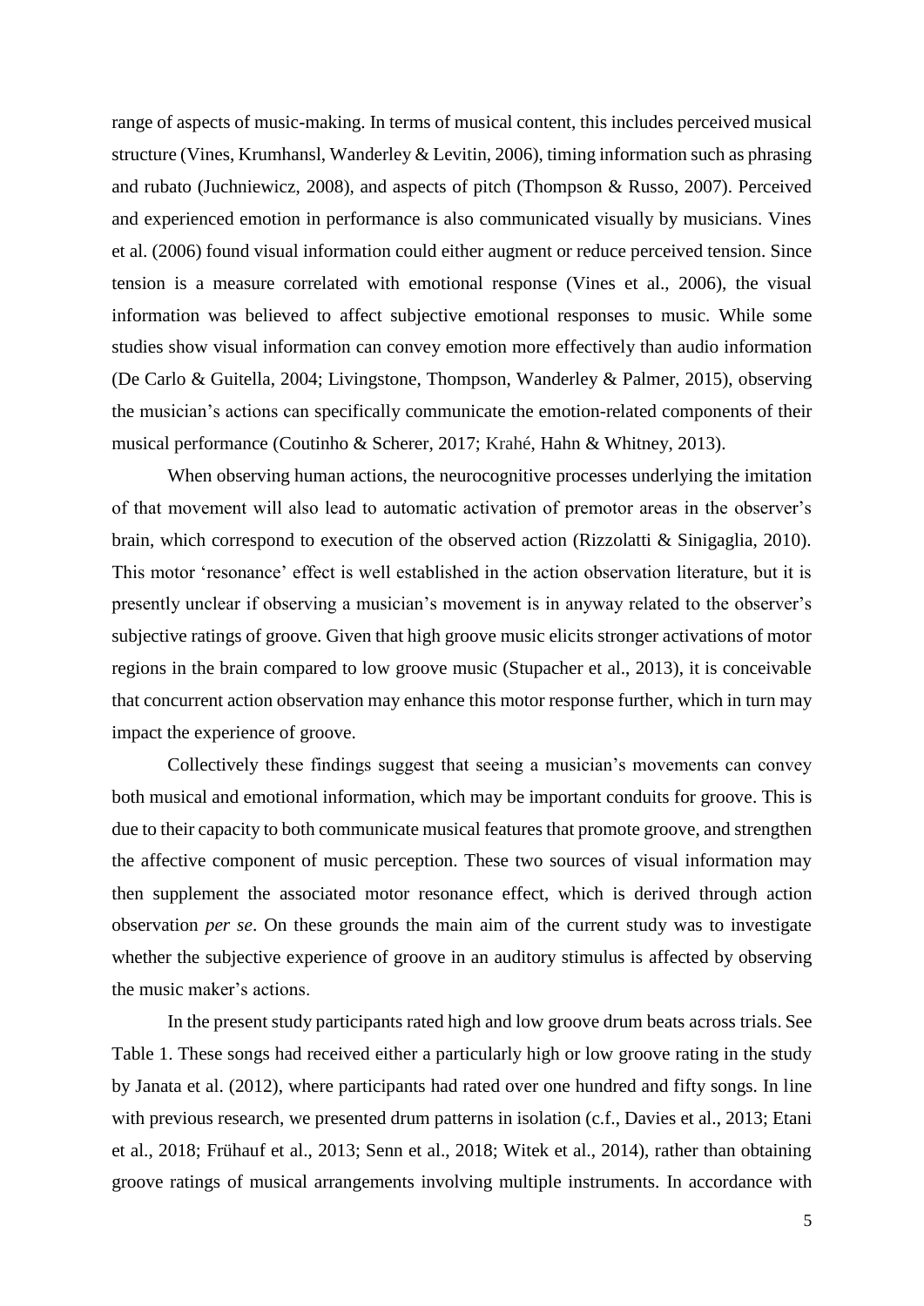range of aspects of music-making. In terms of musical content, this includes perceived musical structure (Vines, Krumhansl, Wanderley & Levitin, 2006), timing information such as phrasing and rubato (Juchniewicz, 2008), and aspects of pitch (Thompson & Russo, 2007). Perceived and experienced emotion in performance is also communicated visually by musicians. Vines et al. (2006) found visual information could either augment or reduce perceived tension. Since tension is a measure correlated with emotional response (Vines et al., 2006), the visual information was believed to affect subjective emotional responses to music. While some studies show visual information can convey emotion more effectively than audio information (De Carlo & Guitella, 2004; Livingstone, Thompson, Wanderley & Palmer, 2015), observing the musician's actions can specifically communicate the emotion-related components of their musical performance (Coutinho & Scherer, 2017; Krahé, Hahn & Whitney, 2013).

When observing human actions, the neurocognitive processes underlying the imitation of that movement will also lead to automatic activation of premotor areas in the observer's brain, which correspond to execution of the observed action (Rizzolatti & Sinigaglia, 2010). This motor 'resonance' effect is well established in the action observation literature, but it is presently unclear if observing a musician's movement is in anyway related to the observer's subjective ratings of groove. Given that high groove music elicits stronger activations of motor regions in the brain compared to low groove music (Stupacher et al., 2013), it is conceivable that concurrent action observation may enhance this motor response further, which in turn may impact the experience of groove.

Collectively these findings suggest that seeing a musician's movements can convey both musical and emotional information, which may be important conduits for groove. This is due to their capacity to both communicate musical features that promote groove, and strengthen the affective component of music perception. These two sources of visual information may then supplement the associated motor resonance effect, which is derived through action observation *per se*. On these grounds the main aim of the current study was to investigate whether the subjective experience of groove in an auditory stimulus is affected by observing the music maker's actions.

In the present study participants rated high and low groove drum beats across trials. See Table 1. These songs had received either a particularly high or low groove rating in the study by Janata et al. (2012), where participants had rated over one hundred and fifty songs. In line with previous research, we presented drum patterns in isolation (c.f., Davies et al., 2013; Etani et al., 2018; Frühauf et al., 2013; Senn et al., 2018; Witek et al., 2014), rather than obtaining groove ratings of musical arrangements involving multiple instruments. In accordance with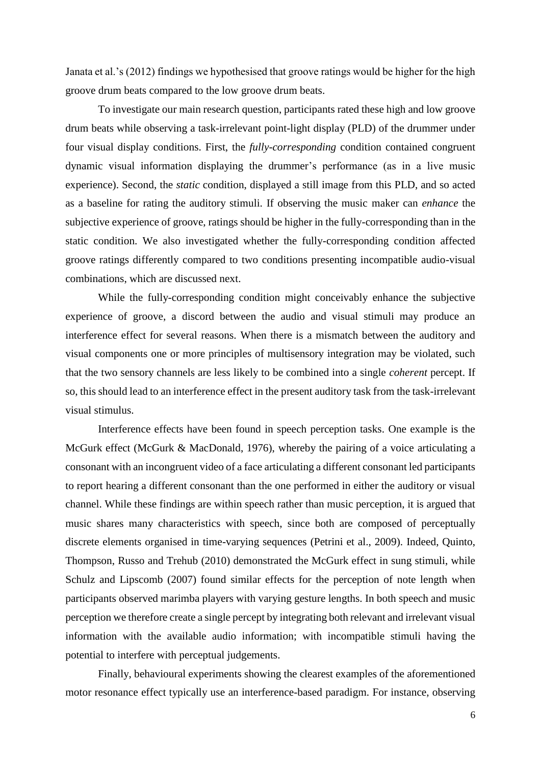Janata et al.'s (2012) findings we hypothesised that groove ratings would be higher for the high groove drum beats compared to the low groove drum beats.

To investigate our main research question, participants rated these high and low groove drum beats while observing a task-irrelevant point-light display (PLD) of the drummer under four visual display conditions. First, the *fully-corresponding* condition contained congruent dynamic visual information displaying the drummer's performance (as in a live music experience). Second, the *static* condition, displayed a still image from this PLD, and so acted as a baseline for rating the auditory stimuli. If observing the music maker can *enhance* the subjective experience of groove, ratings should be higher in the fully-corresponding than in the static condition. We also investigated whether the fully-corresponding condition affected groove ratings differently compared to two conditions presenting incompatible audio-visual combinations, which are discussed next.

While the fully-corresponding condition might conceivably enhance the subjective experience of groove, a discord between the audio and visual stimuli may produce an interference effect for several reasons. When there is a mismatch between the auditory and visual components one or more principles of multisensory integration may be violated, such that the two sensory channels are less likely to be combined into a single *coherent* percept. If so, this should lead to an interference effect in the present auditory task from the task-irrelevant visual stimulus.

Interference effects have been found in speech perception tasks. One example is the McGurk effect (McGurk & MacDonald, 1976), whereby the pairing of a voice articulating a consonant with an incongruent video of a face articulating a different consonant led participants to report hearing a different consonant than the one performed in either the auditory or visual channel. While these findings are within speech rather than music perception, it is argued that music shares many characteristics with speech, since both are composed of perceptually discrete elements organised in time-varying sequences (Petrini et al., 2009). Indeed, Quinto, Thompson, Russo and Trehub (2010) demonstrated the McGurk effect in sung stimuli, while Schulz and Lipscomb (2007) found similar effects for the perception of note length when participants observed marimba players with varying gesture lengths. In both speech and music perception we therefore create a single percept by integrating both relevant and irrelevant visual information with the available audio information; with incompatible stimuli having the potential to interfere with perceptual judgements.

Finally, behavioural experiments showing the clearest examples of the aforementioned motor resonance effect typically use an interference-based paradigm. For instance, observing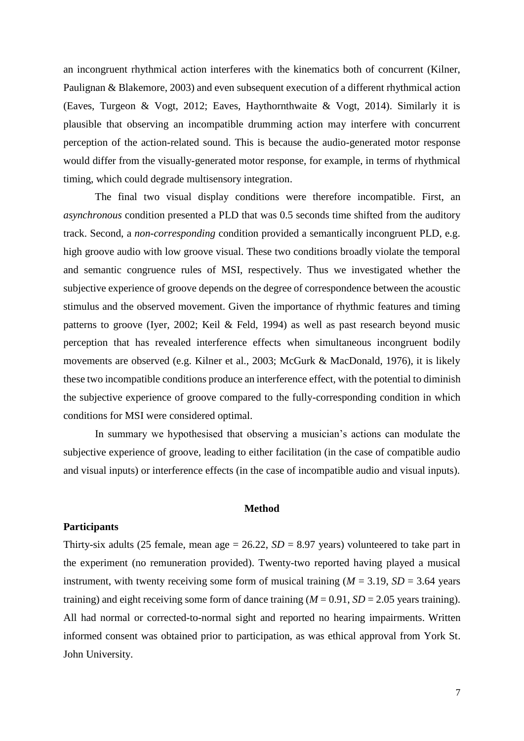an incongruent rhythmical action interferes with the kinematics both of concurrent (Kilner, Paulignan & Blakemore, 2003) and even subsequent execution of a different rhythmical action (Eaves, Turgeon & Vogt, 2012; Eaves, Haythornthwaite & Vogt, 2014). Similarly it is plausible that observing an incompatible drumming action may interfere with concurrent perception of the action-related sound. This is because the audio-generated motor response would differ from the visually-generated motor response, for example, in terms of rhythmical timing, which could degrade multisensory integration.

The final two visual display conditions were therefore incompatible. First, an *asynchronous* condition presented a PLD that was 0.5 seconds time shifted from the auditory track. Second, a *non-corresponding* condition provided a semantically incongruent PLD, e.g. high groove audio with low groove visual. These two conditions broadly violate the temporal and semantic congruence rules of MSI, respectively. Thus we investigated whether the subjective experience of groove depends on the degree of correspondence between the acoustic stimulus and the observed movement. Given the importance of rhythmic features and timing patterns to groove (Iyer, 2002; Keil & Feld, 1994) as well as past research beyond music perception that has revealed interference effects when simultaneous incongruent bodily movements are observed (e.g. Kilner et al., 2003; McGurk & MacDonald, 1976), it is likely these two incompatible conditions produce an interference effect, with the potential to diminish the subjective experience of groove compared to the fully-corresponding condition in which conditions for MSI were considered optimal.

In summary we hypothesised that observing a musician's actions can modulate the subjective experience of groove, leading to either facilitation (in the case of compatible audio and visual inputs) or interference effects (in the case of incompatible audio and visual inputs).

## Method

### Participants

Thirty-six adults (25 female, mean age = 26.22, *SD* = 8.97 years) volunteered to take part in the experiment (no remuneration provided). Twenty-two reported having played a musical instrument, with twenty receiving some form of musical training (*M* = 3.19, *SD* = 3.64 years training) and eight receiving some form of dance training (*M* = 0.91, *SD* = 2.05 years training). All had normal or corrected-to-normal sight and reported no hearing impairments. Written informed consent was obtained prior to participation, as was ethical approval from York St. John University.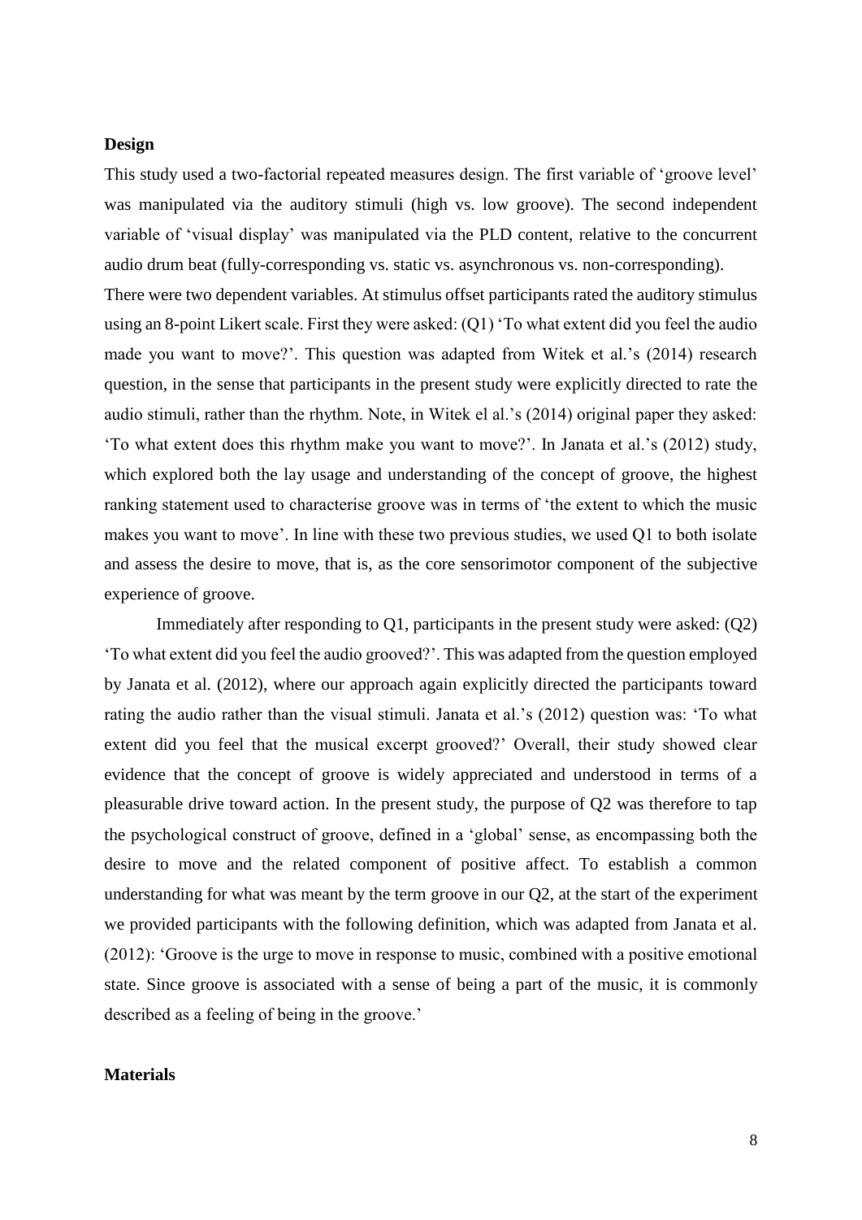**Design**

This study used a two-factorial repeated measures design. The first variable of 'groove level' was manipulated via the auditory stimuli (high vs. low groove). The second independent variable of 'visual display' was manipulated via the PLD content, relative to the concurrent audio drum beat (fully-corresponding vs. static vs. asynchronous vs. non-corresponding).

There were two dependent variables. At stimulus offset participants rated the auditory stimulus using an 8-point Likert scale. First they were asked: (Q1) 'To what extent did you feel the audio made you want to move?'. This question was adapted from Witek et al.'s (2014) research question, in the sense that participants in the present study were explicitly directed to rate the audio stimuli, rather than the rhythm. Note, in Witek el al.'s (2014) original paper they asked: 'To what extent does this rhythm make you want to move?'. In Janata et al.'s (2012) study, which explored both the lay usage and understanding of the concept of groove, the highest ranking statement used to characterise groove was in terms of 'the extent to which the music makes you want to move'. In line with these two previous studies, we used Q1 to both isolate and assess the desire to move, that is, as the core sensorimotor component of the subjective experience of groove.

Immediately after responding to Q1, participants in the present study were asked: (Q2) 'To what extent did you feel the audio grooved?'. This was adapted from the question employed by Janata et al. (2012), where our approach again explicitly directed the participants toward rating the audio rather than the visual stimuli. Janata et al.'s (2012) question was: 'To what extent did you feel that the musical excerpt grooved?' Overall, their study showed clear evidence that the concept of groove is widely appreciated and understood in terms of a pleasurable drive toward action. In the present study, the purpose of Q2 was therefore to tap the psychological construct of groove, defined in a 'global' sense, as encompassing both the desire to move and the related component of positive affect. To establish a common understanding for what was meant by the term groove in our Q2, at the start of the experiment we provided participants with the following definition, which was adapted from Janata et al. (2012): 'Groove is the urge to move in response to music, combined with a positive emotional state. Since groove is associated with a sense of being a part of the music, it is commonly described as a feeling of being in the groove.'

**Materials**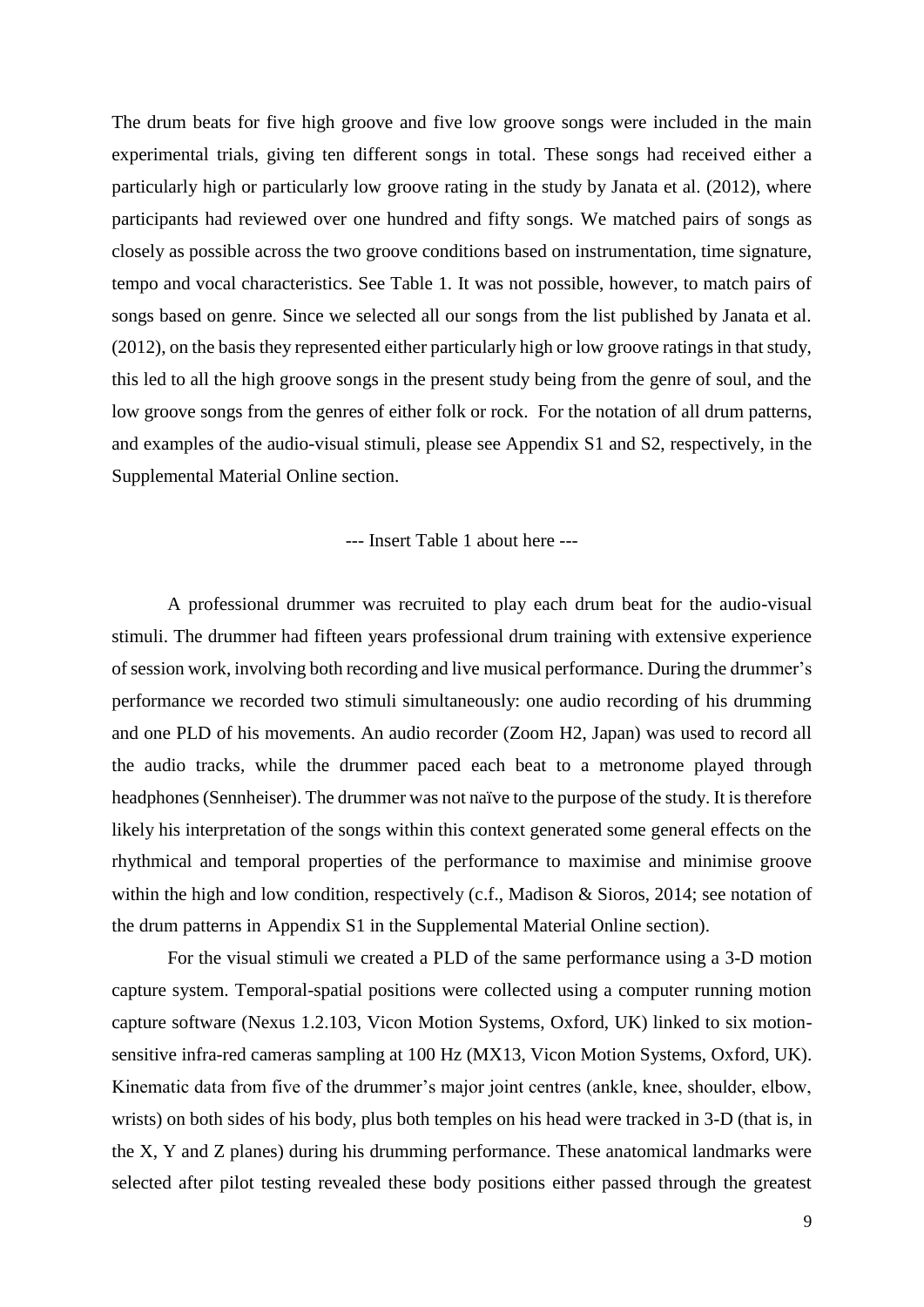The drum beats for five high groove and five low groove songs were included in the main experimental trials, giving ten different songs in total. These songs had received either a particularly high or particularly low groove rating in the study by Janata et al. (2012), where participants had reviewed over one hundred and fifty songs. We matched pairs of songs as closely as possible across the two groove conditions based on instrumentation, time signature, tempo and vocal characteristics. See Table 1. It was not possible, however, to match pairs of songs based on genre. Since we selected all our songs from the list published by Janata et al. (2012), on the basis they represented either particularly high or low groove ratings in that study, this led to all the high groove songs in the present study being from the genre of soul, and the low groove songs from the genres of either folk or rock. For the notation of all drum patterns, and examples of the audio-visual stimuli, please see Appendix S1 and S2, respectively, in the Supplemental Material Online section.

--- Insert Table 1 about here ---

A professional drummer was recruited to play each drum beat for the audio-visual stimuli. The drummer had fifteen years professional drum training with extensive experience of session work, involving both recording and live musical performance. During the drummer's performance we recorded two stimuli simultaneously: one audio recording of his drumming and one PLD of his movements. An audio recorder (Zoom H2, Japan) was used to record all the audio tracks, while the drummer paced each beat to a metronome played through headphones (Sennheiser). The drummer was not naïve to the purpose of the study. It is therefore likely his interpretation of the songs within this context generated some general effects on the rhythmical and temporal properties of the performance to maximise and minimise groove within the high and low condition, respectively (c.f., Madison & Sioros, 2014; see notation of the drum patterns in Appendix S1 in the Supplemental Material Online section).

For the visual stimuli we created a PLD of the same performance using a 3-D motion capture system. Temporal-spatial positions were collected using a computer running motion capture software (Nexus 1.2.103, Vicon Motion Systems, Oxford, UK) linked to six motion-sensitive infra-red cameras sampling at 100 Hz (MX13, Vicon Motion Systems, Oxford, UK). Kinematic data from five of the drummer's major joint centres (ankle, knee, shoulder, elbow, wrists) on both sides of his body, plus both temples on his head were tracked in 3-D (that is, in the X, Y and Z planes) during his drumming performance. These anatomical landmarks were selected after pilot testing revealed these body positions either passed through the greatest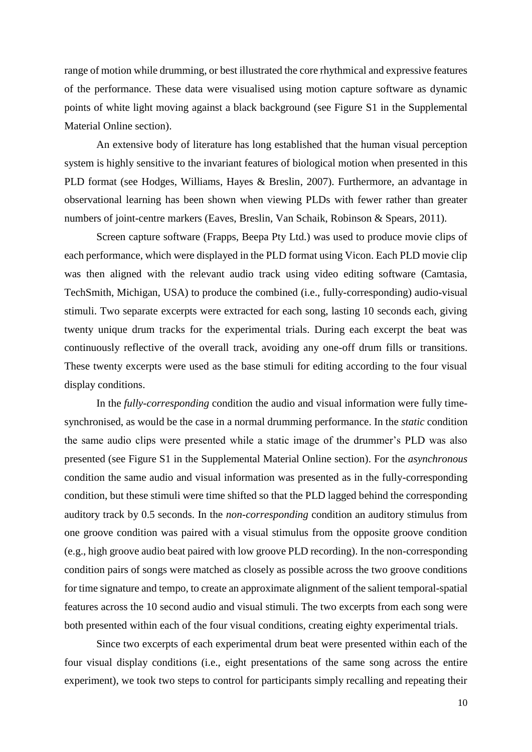range of motion while drumming, or best illustrated the core rhythmical and expressive features of the performance. These data were visualised using motion capture software as dynamic points of white light moving against a black background (see Figure S1 in the Supplemental Material Online section).

An extensive body of literature has long established that the human visual perception system is highly sensitive to the invariant features of biological motion when presented in this PLD format (see Hodges, Williams, Hayes & Breslin, 2007). Furthermore, an advantage in observational learning has been shown when viewing PLDs with fewer rather than greater numbers of joint-centre markers (Eaves, Breslin, Van Schaik, Robinson & Spears, 2011).

Screen capture software (Frapps, Beepa Pty Ltd.) was used to produce movie clips of each performance, which were displayed in the PLD format using Vicon. Each PLD movie clip was then aligned with the relevant audio track using video editing software (Camtasia, TechSmith, Michigan, USA) to produce the combined (i.e., fully-corresponding) audio-visual stimuli. Two separate excerpts were extracted for each song, lasting 10 seconds each, giving twenty unique drum tracks for the experimental trials. During each excerpt the beat was continuously reflective of the overall track, avoiding any one-off drum fills or transitions. These twenty excerpts were used as the base stimuli for editing according to the four visual display conditions.

In the *fully-corresponding* condition the audio and visual information were fully time-synchronised, as would be the case in a normal drumming performance. In the *static* condition the same audio clips were presented while a static image of the drummer's PLD was also presented (see Figure S1 in the Supplemental Material Online section). For the *asynchronous* condition the same audio and visual information was presented as in the fully-corresponding condition, but these stimuli were time shifted so that the PLD lagged behind the corresponding auditory track by 0.5 seconds. In the *non-corresponding* condition an auditory stimulus from one groove condition was paired with a visual stimulus from the opposite groove condition (e.g., high groove audio beat paired with low groove PLD recording). In the non-corresponding condition pairs of songs were matched as closely as possible across the two groove conditions for time signature and tempo, to create an approximate alignment of the salient temporal-spatial features across the 10 second audio and visual stimuli. The two excerpts from each song were both presented within each of the four visual conditions, creating eighty experimental trials.

Since two excerpts of each experimental drum beat were presented within each of the four visual display conditions (i.e., eight presentations of the same song across the entire experiment), we took two steps to control for participants simply recalling and repeating their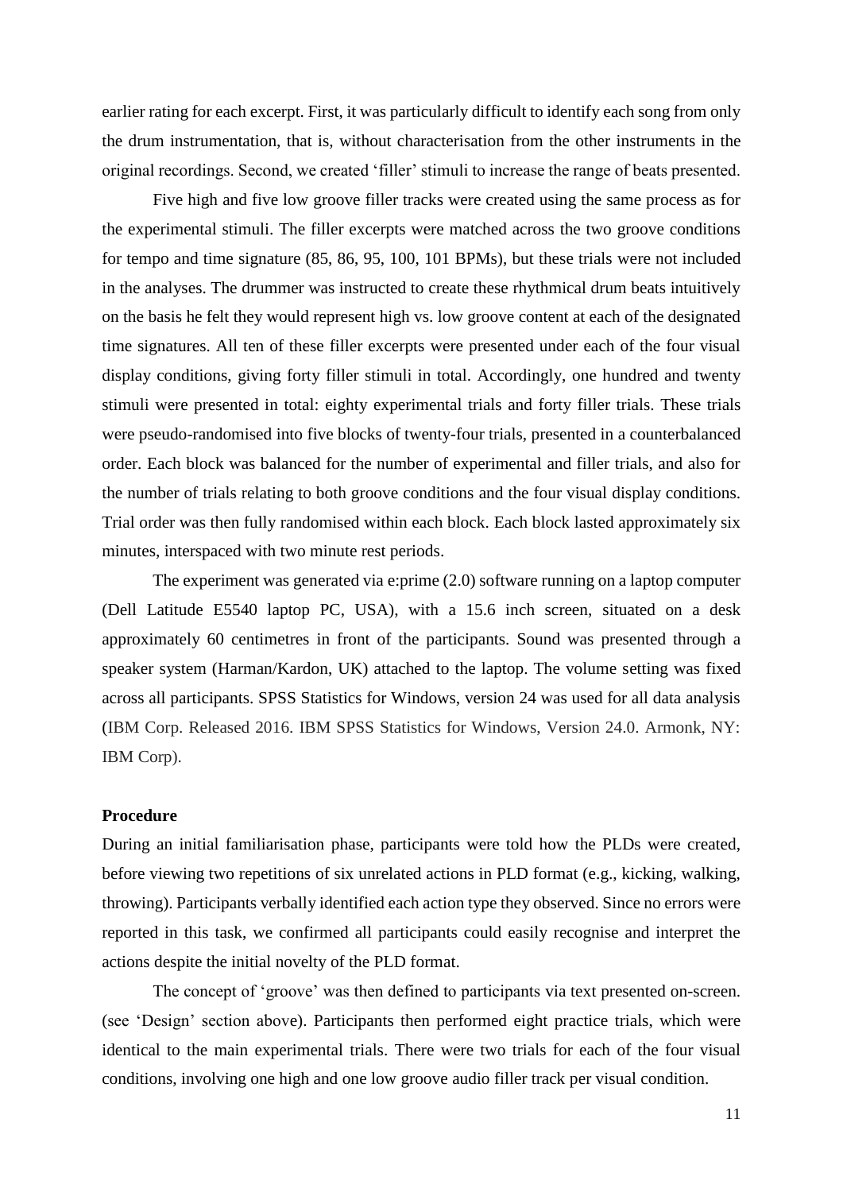earlier rating for each excerpt. First, it was particularly difficult to identify each song from only the drum instrumentation, that is, without characterisation from the other instruments in the original recordings. Second, we created 'filler' stimuli to increase the range of beats presented.

Five high and five low groove filler tracks were created using the same process as for the experimental stimuli. The filler excerpts were matched across the two groove conditions for tempo and time signature (85, 86, 95, 100, 101 BPMs), but these trials were not included in the analyses. The drummer was instructed to create these rhythmical drum beats intuitively on the basis he felt they would represent high vs. low groove content at each of the designated time signatures. All ten of these filler excerpts were presented under each of the four visual display conditions, giving forty filler stimuli in total. Accordingly, one hundred and twenty stimuli were presented in total: eighty experimental trials and forty filler trials. These trials were pseudo-randomised into five blocks of twenty-four trials, presented in a counterbalanced order. Each block was balanced for the number of experimental and filler trials, and also for the number of trials relating to both groove conditions and the four visual display conditions. Trial order was then fully randomised within each block. Each block lasted approximately six minutes, interspaced with two minute rest periods.

The experiment was generated via e:prime (2.0) software running on a laptop computer (Dell Latitude E5540 laptop PC, USA), with a 15.6 inch screen, situated on a desk approximately 60 centimetres in front of the participants. Sound was presented through a speaker system (Harman/Kardon, UK) attached to the laptop. The volume setting was fixed across all participants. SPSS Statistics for Windows, version 24 was used for all data analysis (IBM Corp. Released 2016. IBM SPSS Statistics for Windows, Version 24.0. Armonk, NY: IBM Corp).

**Procedure**

During an initial familiarisation phase, participants were told how the PLDs were created, before viewing two repetitions of six unrelated actions in PLD format (e.g., kicking, walking, throwing). Participants verbally identified each action type they observed. Since no errors were reported in this task, we confirmed all participants could easily recognise and interpret the actions despite the initial novelty of the PLD format.

The concept of 'groove' was then defined to participants via text presented on-screen. (see 'Design' section above). Participants then performed eight practice trials, which were identical to the main experimental trials. There were two trials for each of the four visual conditions, involving one high and one low groove audio filler track per visual condition.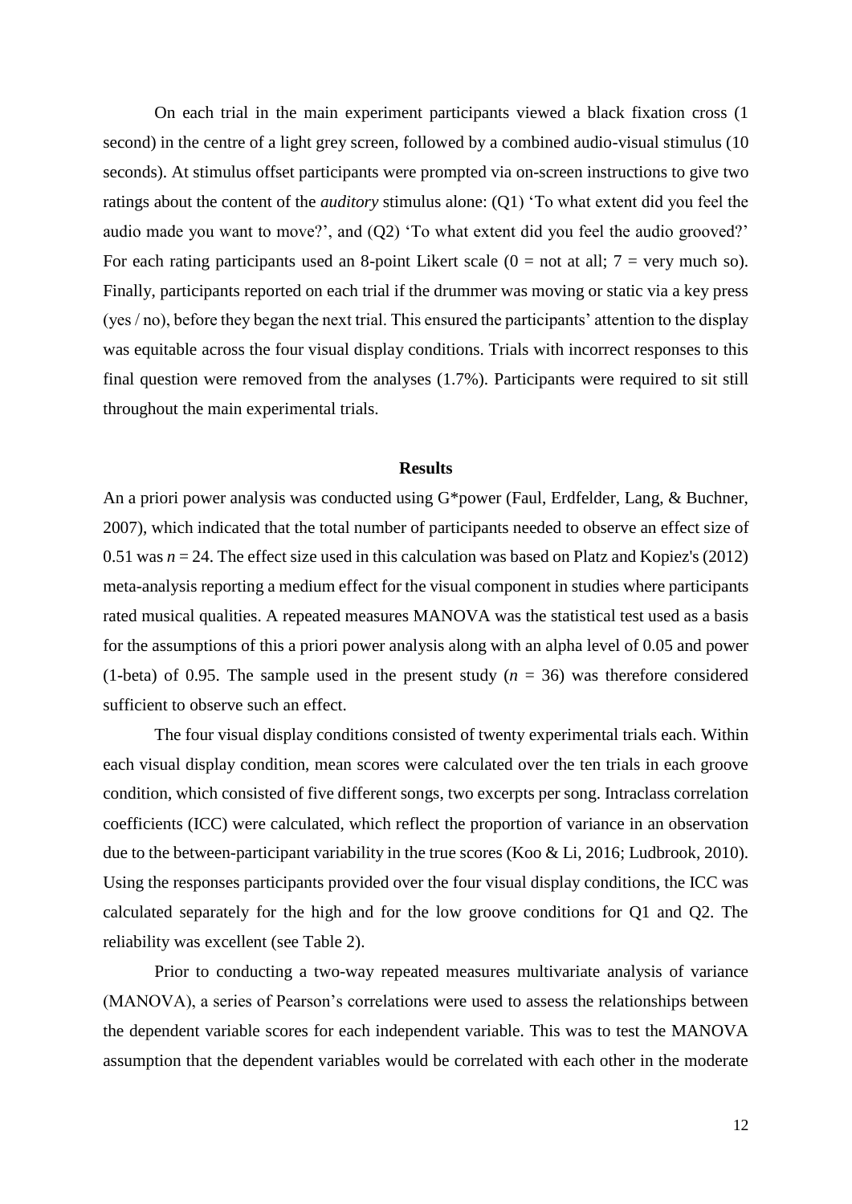On each trial in the main experiment participants viewed a black fixation cross (1 second) in the centre of a light grey screen, followed by a combined audio-visual stimulus (10 seconds). At stimulus offset participants were prompted via on-screen instructions to give two ratings about the content of the *auditory* stimulus alone: (Q1) 'To what extent did you feel the audio made you want to move?', and (Q2) 'To what extent did you feel the audio grooved?' For each rating participants used an 8-point Likert scale (0 = not at all; 7 = very much so). Finally, participants reported on each trial if the drummer was moving or static via a key press (yes / no), before they began the next trial. This ensured the participants' attention to the display was equitable across the four visual display conditions. Trials with incorrect responses to this final question were removed from the analyses (1.7%). Participants were required to sit still throughout the main experimental trials.

## Results

An a priori power analysis was conducted using G*power (Faul, Erdfelder, Lang, & Buchner, 2007), which indicated that the total number of participants needed to observe an effect size of 0.51 was $n = 24$. The effect size used in this calculation was based on Platz and Kopiez's (2012) meta-analysis reporting a medium effect for the visual component in studies where participants rated musical qualities. A repeated measures MANOVA was the statistical test used as a basis for the assumptions of this a priori power analysis along with an alpha level of 0.05 and power (1-beta) of 0.95. The sample used in the present study ($n = 36$) was therefore considered sufficient to observe such an effect.

The four visual display conditions consisted of twenty experimental trials each. Within each visual display condition, mean scores were calculated over the ten trials in each groove condition, which consisted of five different songs, two excerpts per song. Intraclass correlation coefficients (ICC) were calculated, which reflect the proportion of variance in an observation due to the between-participant variability in the true scores (Koo & Li, 2016; Ludbrook, 2010). Using the responses participants provided over the four visual display conditions, the ICC was calculated separately for the high and for the low groove conditions for Q1 and Q2. The reliability was excellent (see Table 2).

Prior to conducting a two-way repeated measures multivariate analysis of variance (MANOVA), a series of Pearson's correlations were used to assess the relationships between the dependent variable scores for each independent variable. This was to test the MANOVA assumption that the dependent variables would be correlated with each other in the moderate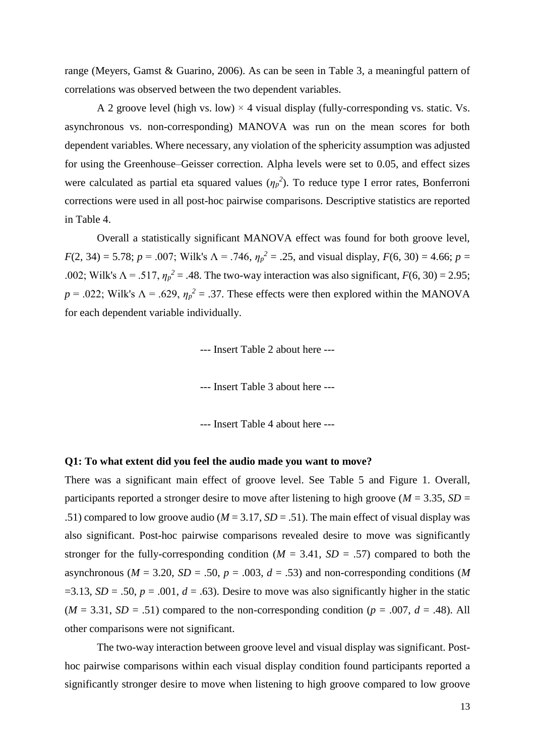range (Meyers, Gamst & Guarino, 2006). As can be seen in Table 3, a meaningful pattern of correlations was observed between the two dependent variables.

A 2 groove level (high vs. low) × 4 visual display (fully-corresponding vs. static. Vs. asynchronous vs. non-corresponding) MANOVA was run on the mean scores for both dependent variables. Where necessary, any violation of the sphericity assumption was adjusted for using the Greenhouse–Geisser correction. Alpha levels were set to 0.05, and effect sizes were calculated as partial eta squared values ($\eta_p^2$). To reduce type I error rates, Bonferroni corrections were used in all post-hoc pairwise comparisons. Descriptive statistics are reported in Table 4.

Overall a statistically significant MANOVA effect was found for both groove level, $F(2, 34) = 5.78$; $p = .007$; Wilk's $\Lambda = .746$, $\eta_p^2 = .25$, and visual display, $F(6, 30) = 4.66$; $p = .002$; Wilk's $\Lambda = .517$, $\eta_p^2 = .48$. The two-way interaction was also significant, $F(6, 30) = 2.95$; $p = .022$; Wilk's $\Lambda = .629$, $\eta_p^2 = .37$. These effects were then explored within the MANOVA for each dependent variable individually.

--- Insert Table 2 about here ---

--- Insert Table 3 about here ---

--- Insert Table 4 about here ---

**Q1: To what extent did you feel the audio made you want to move?**

There was a significant main effect of groove level. See Table 5 and Figure 1. Overall, participants reported a stronger desire to move after listening to high groove ($M = 3.35$, $SD = .51$) compared to low groove audio ($M = 3.17$, $SD = .51$). The main effect of visual display was also significant. Post-hoc pairwise comparisons revealed desire to move was significantly stronger for the fully-corresponding condition ($M = 3.41$, $SD = .57$) compared to both the asynchronous ($M = 3.20$, $SD = .50$, $p = .003$, $d = .53$) and non-corresponding conditions ($M = 3.13$, $SD = .50$, $p = .001$, $d = .63$). Desire to move was also significantly higher in the static ($M = 3.31$, $SD = .51$) compared to the non-corresponding condition ($p = .007$, $d = .48$). All other comparisons were not significant.

The two-way interaction between groove level and visual display was significant. Post-hoc pairwise comparisons within each visual display condition found participants reported a significantly stronger desire to move when listening to high groove compared to low groove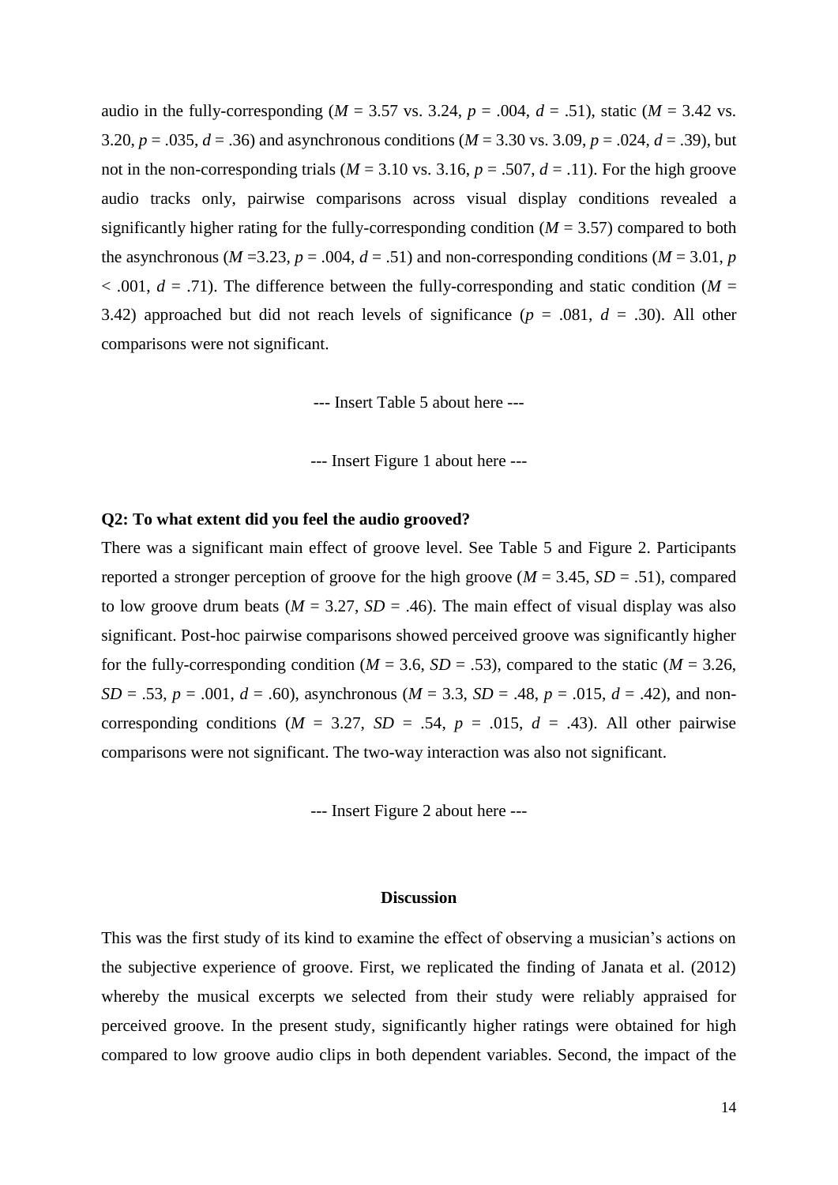audio in the fully-corresponding ($M$ = 3.57 vs. 3.24, $p$ = .004, $d$ = .51), static ($M$ = 3.42 vs. 3.20, $p$ = .035, $d$ = .36) and asynchronous conditions ($M$ = 3.30 vs. 3.09, $p$ = .024, $d$ = .39), but not in the non-corresponding trials ($M$ = 3.10 vs. 3.16, $p$ = .507, $d$ = .11). For the high groove audio tracks only, pairwise comparisons across visual display conditions revealed a significantly higher rating for the fully-corresponding condition ($M$ = 3.57) compared to both the asynchronous ($M$ =3.23, $p$ = .004, $d$ = .51) and non-corresponding conditions ($M$ = 3.01, $p$ < .001, $d$ = .71). The difference between the fully-corresponding and static condition ($M$ = 3.42) approached but did not reach levels of significance ($p$ = .081, $d$ = .30). All other comparisons were not significant.

--- Insert Table 5 about here ---

--- Insert Figure 1 about here ---

**Q2: To what extent did you feel the audio grooved?**

There was a significant main effect of groove level. See Table 5 and Figure 2. Participants reported a stronger perception of groove for the high groove ($M$ = 3.45, $SD$ = .51), compared to low groove drum beats ($M$ = 3.27, $SD$ = .46). The main effect of visual display was also significant. Post-hoc pairwise comparisons showed perceived groove was significantly higher for the fully-corresponding condition ($M$ = 3.6, $SD$ = .53), compared to the static ($M$ = 3.26, $SD$ = .53, $p$ = .001, $d$ = .60), asynchronous ($M$ = 3.3, $SD$ = .48, $p$ = .015, $d$ = .42), and non-corresponding conditions ($M$ = 3.27, $SD$ = .54, $p$ = .015, $d$ = .43). All other pairwise comparisons were not significant. The two-way interaction was also not significant.

--- Insert Figure 2 about here ---

## Discussion

This was the first study of its kind to examine the effect of observing a musician's actions on the subjective experience of groove. First, we replicated the finding of Janata et al. (2012) whereby the musical excerpts we selected from their study were reliably appraised for perceived groove. In the present study, significantly higher ratings were obtained for high compared to low groove audio clips in both dependent variables. Second, the impact of the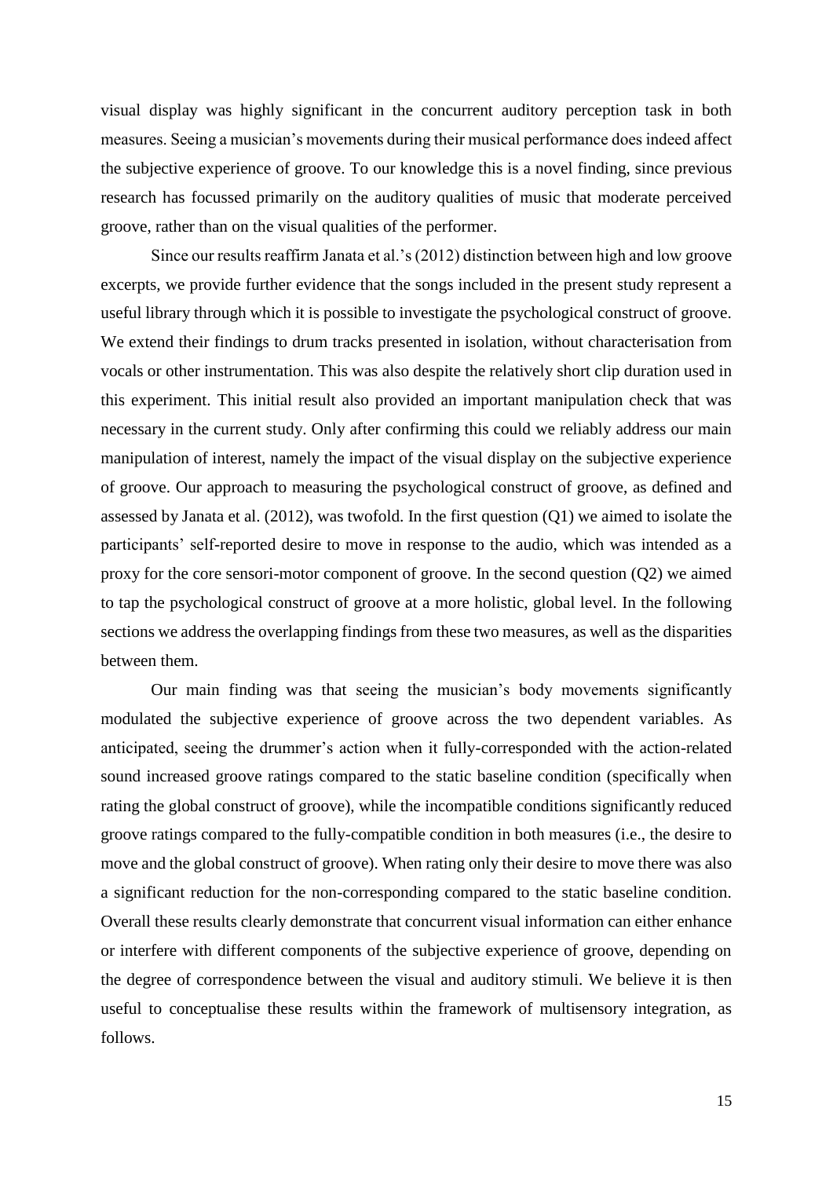visual display was highly significant in the concurrent auditory perception task in both measures. Seeing a musician's movements during their musical performance does indeed affect the subjective experience of groove. To our knowledge this is a novel finding, since previous research has focussed primarily on the auditory qualities of music that moderate perceived groove, rather than on the visual qualities of the performer.

Since our results reaffirm Janata et al.'s (2012) distinction between high and low groove excerpts, we provide further evidence that the songs included in the present study represent a useful library through which it is possible to investigate the psychological construct of groove. We extend their findings to drum tracks presented in isolation, without characterisation from vocals or other instrumentation. This was also despite the relatively short clip duration used in this experiment. This initial result also provided an important manipulation check that was necessary in the current study. Only after confirming this could we reliably address our main manipulation of interest, namely the impact of the visual display on the subjective experience of groove. Our approach to measuring the psychological construct of groove, as defined and assessed by Janata et al. (2012), was twofold. In the first question (Q1) we aimed to isolate the participants' self-reported desire to move in response to the audio, which was intended as a proxy for the core sensori-motor component of groove. In the second question (Q2) we aimed to tap the psychological construct of groove at a more holistic, global level. In the following sections we address the overlapping findings from these two measures, as well as the disparities between them.

Our main finding was that seeing the musician's body movements significantly modulated the subjective experience of groove across the two dependent variables. As anticipated, seeing the drummer's action when it fully-corresponded with the action-related sound increased groove ratings compared to the static baseline condition (specifically when rating the global construct of groove), while the incompatible conditions significantly reduced groove ratings compared to the fully-compatible condition in both measures (i.e., the desire to move and the global construct of groove). When rating only their desire to move there was also a significant reduction for the non-corresponding compared to the static baseline condition. Overall these results clearly demonstrate that concurrent visual information can either enhance or interfere with different components of the subjective experience of groove, depending on the degree of correspondence between the visual and auditory stimuli. We believe it is then useful to conceptualise these results within the framework of multisensory integration, as follows.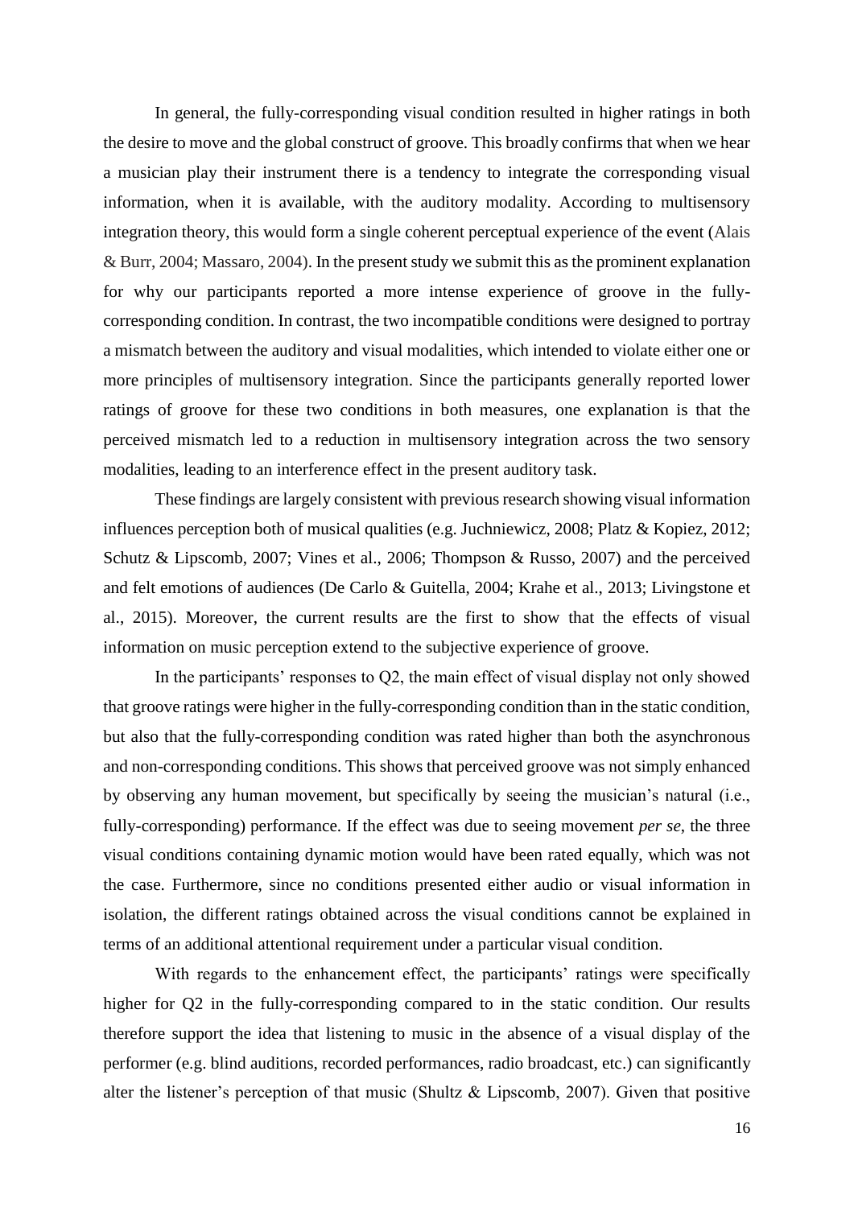In general, the fully-corresponding visual condition resulted in higher ratings in both the desire to move and the global construct of groove. This broadly confirms that when we hear a musician play their instrument there is a tendency to integrate the corresponding visual information, when it is available, with the auditory modality. According to multisensory integration theory, this would form a single coherent perceptual experience of the event (Alais & Burr, 2004; Massaro, 2004). In the present study we submit this as the prominent explanation for why our participants reported a more intense experience of groove in the fully-corresponding condition. In contrast, the two incompatible conditions were designed to portray a mismatch between the auditory and visual modalities, which intended to violate either one or more principles of multisensory integration. Since the participants generally reported lower ratings of groove for these two conditions in both measures, one explanation is that the perceived mismatch led to a reduction in multisensory integration across the two sensory modalities, leading to an interference effect in the present auditory task.

These findings are largely consistent with previous research showing visual information influences perception both of musical qualities (e.g. Juchniewicz, 2008; Platz & Kopiez, 2012; Schutz & Lipscomb, 2007; Vines et al., 2006; Thompson & Russo, 2007) and the perceived and felt emotions of audiences (De Carlo & Guitella, 2004; Krahe et al., 2013; Livingstone et al., 2015). Moreover, the current results are the first to show that the effects of visual information on music perception extend to the subjective experience of groove.

In the participants' responses to Q2, the main effect of visual display not only showed that groove ratings were higher in the fully-corresponding condition than in the static condition, but also that the fully-corresponding condition was rated higher than both the asynchronous and non-corresponding conditions. This shows that perceived groove was not simply enhanced by observing any human movement, but specifically by seeing the musician's natural (i.e., fully-corresponding) performance. If the effect was due to seeing movement *per se*, the three visual conditions containing dynamic motion would have been rated equally, which was not the case. Furthermore, since no conditions presented either audio or visual information in isolation, the different ratings obtained across the visual conditions cannot be explained in terms of an additional attentional requirement under a particular visual condition.

With regards to the enhancement effect, the participants' ratings were specifically higher for Q2 in the fully-corresponding compared to in the static condition. Our results therefore support the idea that listening to music in the absence of a visual display of the performer (e.g. blind auditions, recorded performances, radio broadcast, etc.) can significantly alter the listener's perception of that music (Shultz & Lipscomb, 2007). Given that positive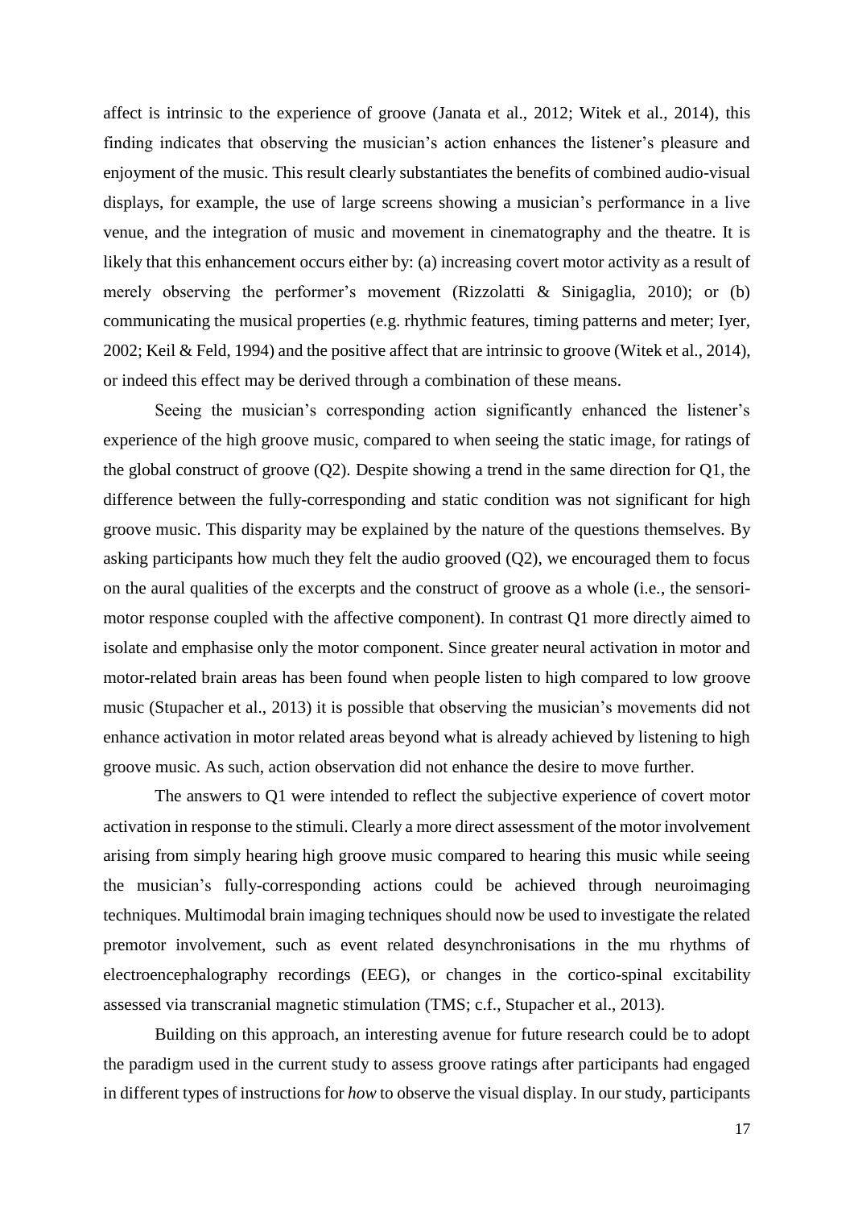affect is intrinsic to the experience of groove (Janata et al., 2012; Witek et al., 2014), this finding indicates that observing the musician's action enhances the listener's pleasure and enjoyment of the music. This result clearly substantiates the benefits of combined audio-visual displays, for example, the use of large screens showing a musician's performance in a live venue, and the integration of music and movement in cinematography and the theatre. It is likely that this enhancement occurs either by: (a) increasing covert motor activity as a result of merely observing the performer's movement (Rizzolatti & Sinigaglia, 2010); or (b) communicating the musical properties (e.g. rhythmic features, timing patterns and meter; Iyer, 2002; Keil & Feld, 1994) and the positive affect that are intrinsic to groove (Witek et al., 2014), or indeed this effect may be derived through a combination of these means.

Seeing the musician's corresponding action significantly enhanced the listener's experience of the high groove music, compared to when seeing the static image, for ratings of the global construct of groove (Q2). Despite showing a trend in the same direction for Q1, the difference between the fully-corresponding and static condition was not significant for high groove music. This disparity may be explained by the nature of the questions themselves. By asking participants how much they felt the audio grooved (Q2), we encouraged them to focus on the aural qualities of the excerpts and the construct of groove as a whole (i.e., the sensori-motor response coupled with the affective component). In contrast Q1 more directly aimed to isolate and emphasise only the motor component. Since greater neural activation in motor and motor-related brain areas has been found when people listen to high compared to low groove music (Stupacher et al., 2013) it is possible that observing the musician's movements did not enhance activation in motor related areas beyond what is already achieved by listening to high groove music. As such, action observation did not enhance the desire to move further.

The answers to Q1 were intended to reflect the subjective experience of covert motor activation in response to the stimuli. Clearly a more direct assessment of the motor involvement arising from simply hearing high groove music compared to hearing this music while seeing the musician's fully-corresponding actions could be achieved through neuroimaging techniques. Multimodal brain imaging techniques should now be used to investigate the related premotor involvement, such as event related desynchronisations in the mu rhythms of electroencephalography recordings (EEG), or changes in the cortico-spinal excitability assessed via transcranial magnetic stimulation (TMS; c.f., Stupacher et al., 2013).

Building on this approach, an interesting avenue for future research could be to adopt the paradigm used in the current study to assess groove ratings after participants had engaged in different types of instructions for *how* to observe the visual display. In our study, participants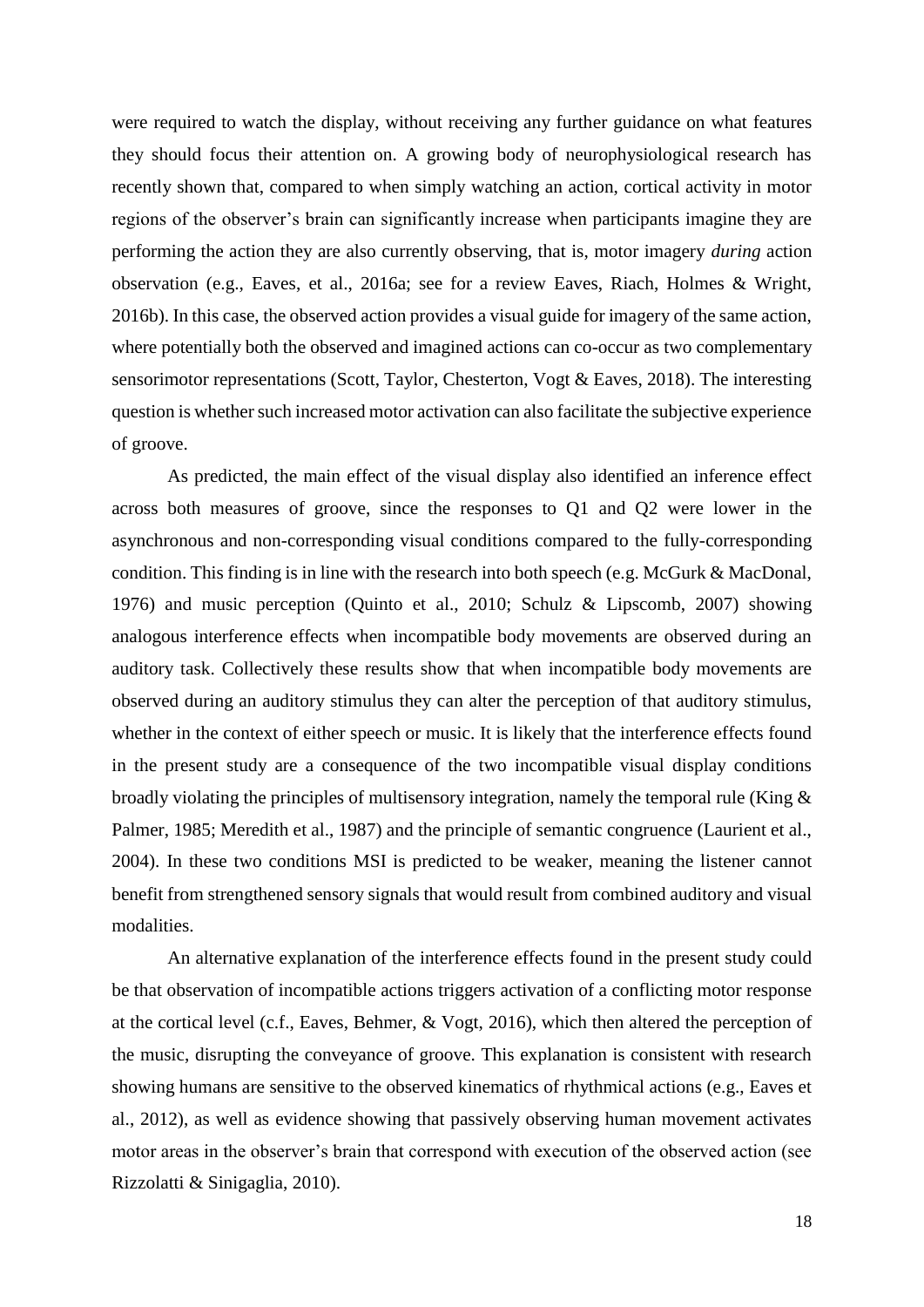were required to watch the display, without receiving any further guidance on what features they should focus their attention on. A growing body of neurophysiological research has recently shown that, compared to when simply watching an action, cortical activity in motor regions of the observer's brain can significantly increase when participants imagine they are performing the action they are also currently observing, that is, motor imagery *during* action observation (e.g., Eaves, et al., 2016a; see for a review Eaves, Riach, Holmes & Wright, 2016b). In this case, the observed action provides a visual guide for imagery of the same action, where potentially both the observed and imagined actions can co-occur as two complementary sensorimotor representations (Scott, Taylor, Chesterton, Vogt & Eaves, 2018). The interesting question is whether such increased motor activation can also facilitate the subjective experience of groove.

As predicted, the main effect of the visual display also identified an inference effect across both measures of groove, since the responses to Q1 and Q2 were lower in the asynchronous and non-corresponding visual conditions compared to the fully-corresponding condition. This finding is in line with the research into both speech (e.g. McGurk & MacDonal, 1976) and music perception (Quinto et al., 2010; Schulz & Lipscomb, 2007) showing analogous interference effects when incompatible body movements are observed during an auditory task. Collectively these results show that when incompatible body movements are observed during an auditory stimulus they can alter the perception of that auditory stimulus, whether in the context of either speech or music. It is likely that the interference effects found in the present study are a consequence of the two incompatible visual display conditions broadly violating the principles of multisensory integration, namely the temporal rule (King & Palmer, 1985; Meredith et al., 1987) and the principle of semantic congruence (Laurient et al., 2004). In these two conditions MSI is predicted to be weaker, meaning the listener cannot benefit from strengthened sensory signals that would result from combined auditory and visual modalities.

An alternative explanation of the interference effects found in the present study could be that observation of incompatible actions triggers activation of a conflicting motor response at the cortical level (c.f., Eaves, Behmer, & Vogt, 2016), which then altered the perception of the music, disrupting the conveyance of groove. This explanation is consistent with research showing humans are sensitive to the observed kinematics of rhythmical actions (e.g., Eaves et al., 2012), as well as evidence showing that passively observing human movement activates motor areas in the observer's brain that correspond with execution of the observed action (see Rizzolatti & Sinigaglia, 2010).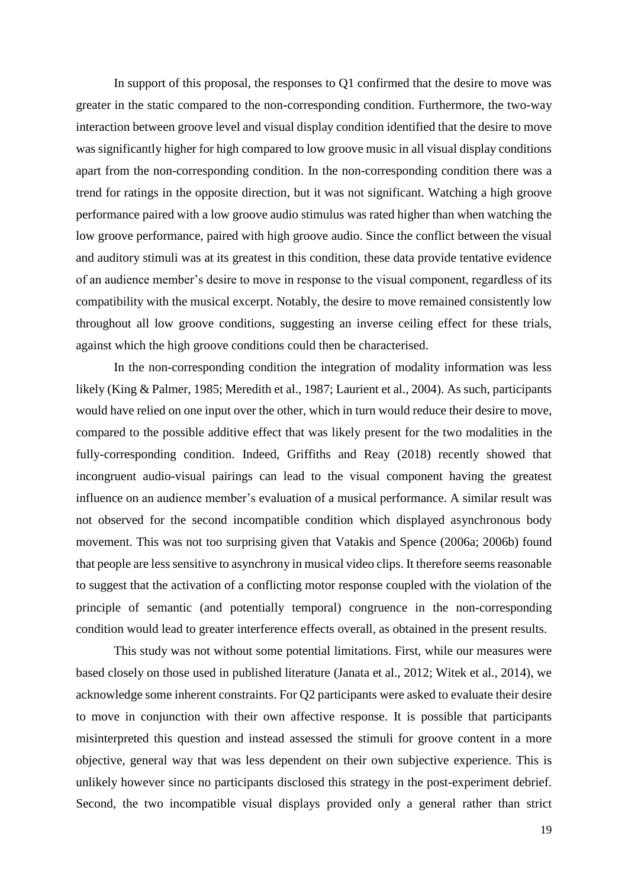In support of this proposal, the responses to Q1 confirmed that the desire to move was greater in the static compared to the non-corresponding condition. Furthermore, the two-way interaction between groove level and visual display condition identified that the desire to move was significantly higher for high compared to low groove music in all visual display conditions apart from the non-corresponding condition. In the non-corresponding condition there was a trend for ratings in the opposite direction, but it was not significant. Watching a high groove performance paired with a low groove audio stimulus was rated higher than when watching the low groove performance, paired with high groove audio. Since the conflict between the visual and auditory stimuli was at its greatest in this condition, these data provide tentative evidence of an audience member's desire to move in response to the visual component, regardless of its compatibility with the musical excerpt. Notably, the desire to move remained consistently low throughout all low groove conditions, suggesting an inverse ceiling effect for these trials, against which the high groove conditions could then be characterised.

In the non-corresponding condition the integration of modality information was less likely (King & Palmer, 1985; Meredith et al., 1987; Laurient et al., 2004). As such, participants would have relied on one input over the other, which in turn would reduce their desire to move, compared to the possible additive effect that was likely present for the two modalities in the fully-corresponding condition. Indeed, Griffiths and Reay (2018) recently showed that incongruent audio-visual pairings can lead to the visual component having the greatest influence on an audience member's evaluation of a musical performance. A similar result was not observed for the second incompatible condition which displayed asynchronous body movement. This was not too surprising given that Vatakis and Spence (2006a; 2006b) found that people are less sensitive to asynchrony in musical video clips. It therefore seems reasonable to suggest that the activation of a conflicting motor response coupled with the violation of the principle of semantic (and potentially temporal) congruence in the non-corresponding condition would lead to greater interference effects overall, as obtained in the present results.

This study was not without some potential limitations. First, while our measures were based closely on those used in published literature (Janata et al., 2012; Witek et al., 2014), we acknowledge some inherent constraints. For Q2 participants were asked to evaluate their desire to move in conjunction with their own affective response. It is possible that participants misinterpreted this question and instead assessed the stimuli for groove content in a more objective, general way that was less dependent on their own subjective experience. This is unlikely however since no participants disclosed this strategy in the post-experiment debrief. Second, the two incompatible visual displays provided only a general rather than strict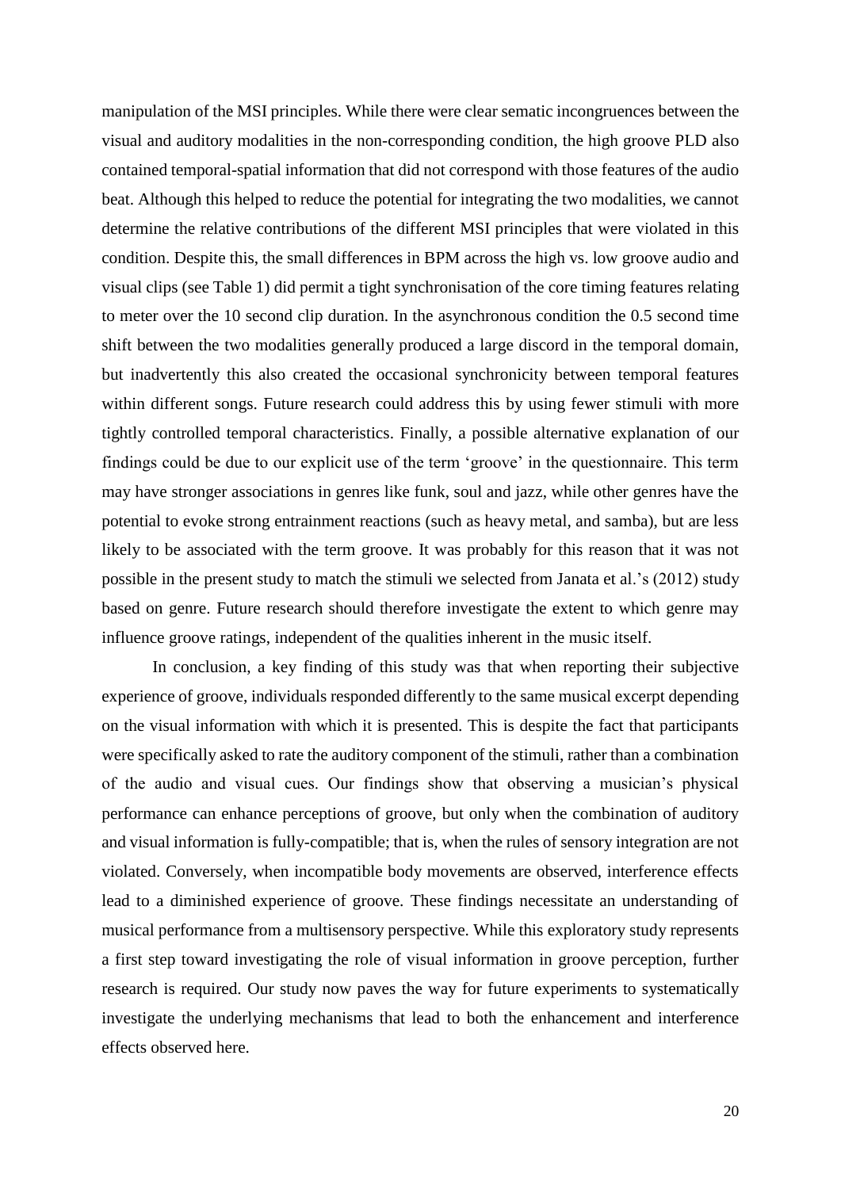manipulation of the MSI principles. While there were clear sematic incongruences between the visual and auditory modalities in the non-corresponding condition, the high groove PLD also contained temporal-spatial information that did not correspond with those features of the audio beat. Although this helped to reduce the potential for integrating the two modalities, we cannot determine the relative contributions of the different MSI principles that were violated in this condition. Despite this, the small differences in BPM across the high vs. low groove audio and visual clips (see Table 1) did permit a tight synchronisation of the core timing features relating to meter over the 10 second clip duration. In the asynchronous condition the 0.5 second time shift between the two modalities generally produced a large discord in the temporal domain, but inadvertently this also created the occasional synchronicity between temporal features within different songs. Future research could address this by using fewer stimuli with more tightly controlled temporal characteristics. Finally, a possible alternative explanation of our findings could be due to our explicit use of the term 'groove' in the questionnaire. This term may have stronger associations in genres like funk, soul and jazz, while other genres have the potential to evoke strong entrainment reactions (such as heavy metal, and samba), but are less likely to be associated with the term groove. It was probably for this reason that it was not possible in the present study to match the stimuli we selected from Janata et al.'s (2012) study based on genre. Future research should therefore investigate the extent to which genre may influence groove ratings, independent of the qualities inherent in the music itself.

In conclusion, a key finding of this study was that when reporting their subjective experience of groove, individuals responded differently to the same musical excerpt depending on the visual information with which it is presented. This is despite the fact that participants were specifically asked to rate the auditory component of the stimuli, rather than a combination of the audio and visual cues. Our findings show that observing a musician's physical performance can enhance perceptions of groove, but only when the combination of auditory and visual information is fully-compatible; that is, when the rules of sensory integration are not violated. Conversely, when incompatible body movements are observed, interference effects lead to a diminished experience of groove. These findings necessitate an understanding of musical performance from a multisensory perspective. While this exploratory study represents a first step toward investigating the role of visual information in groove perception, further research is required. Our study now paves the way for future experiments to systematically investigate the underlying mechanisms that lead to both the enhancement and interference effects observed here.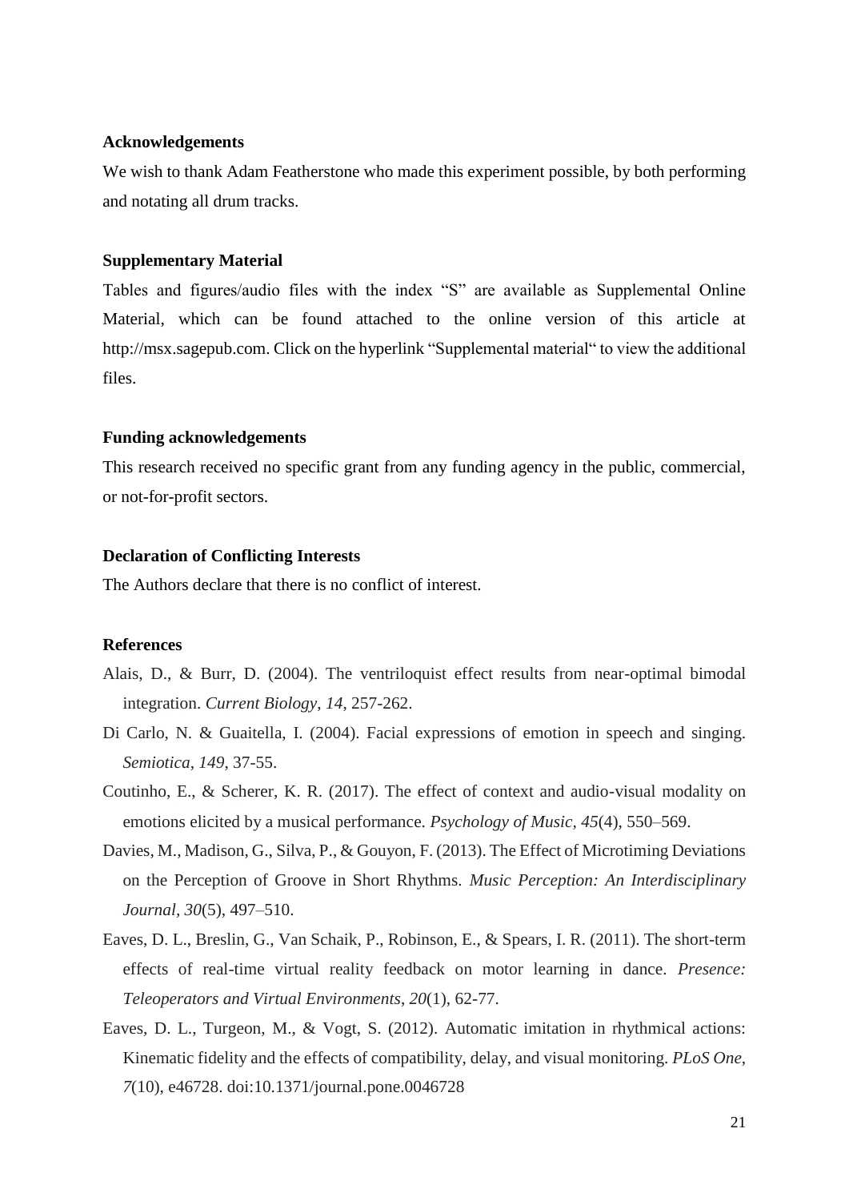### Acknowledgements

We wish to thank Adam Featherstone who made this experiment possible, by both performing and notating all drum tracks.

### Supplementary Material

Tables and figures/audio files with the index "S" are available as Supplemental Online Material, which can be found attached to the online version of this article at http://msx.sagepub.com. Click on the hyperlink "Supplemental material" to view the additional files.

### Funding acknowledgements

This research received no specific grant from any funding agency in the public, commercial, or not-for-profit sectors.

### Declaration of Conflicting Interests

The Authors declare that there is no conflict of interest.

### References

Alais, D., & Burr, D. (2004). The ventriloquist effect results from near-optimal bimodal integration. *Current Biology*, *14*, 257-262.

Di Carlo, N. & Guaitella, I. (2004). Facial expressions of emotion in speech and singing. *Semiotica*, *149*, 37-55.

Coutinho, E., & Scherer, K. R. (2017). The effect of context and audio-visual modality on emotions elicited by a musical performance. *Psychology of Music*, *45*(4), 550–569.

Davies, M., Madison, G., Silva, P., & Gouyon, F. (2013). The Effect of Microtiming Deviations on the Perception of Groove in Short Rhythms. *Music Perception: An Interdisciplinary Journal*, *30*(5), 497–510.

Eaves, D. L., Breslin, G., Van Schaik, P., Robinson, E., & Spears, I. R. (2011). The short-term effects of real-time virtual reality feedback on motor learning in dance. *Presence: Teleoperators and Virtual Environments*, *20*(1), 62-77.

Eaves, D. L., Turgeon, M., & Vogt, S. (2012). Automatic imitation in rhythmical actions: Kinematic fidelity and the effects of compatibility, delay, and visual monitoring. *PLoS One*, *7*(10), e46728. doi:10.1371/journal.pone.0046728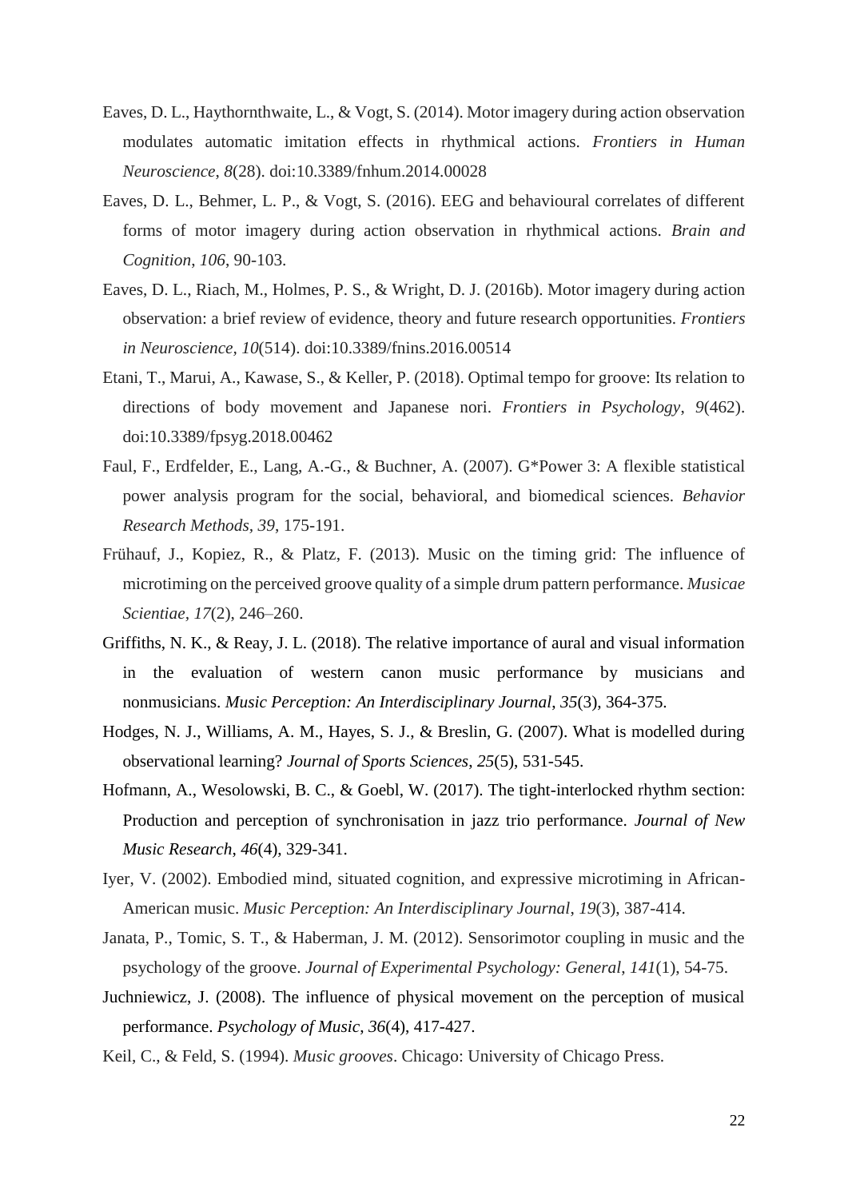Eaves, D. L., Haythornthwaite, L., & Vogt, S. (2014). Motor imagery during action observation modulates automatic imitation effects in rhythmical actions. *Frontiers in Human Neuroscience*, *8*(28). doi:10.3389/fnhum.2014.00028

Eaves, D. L., Behmer, L. P., & Vogt, S. (2016). EEG and behavioural correlates of different forms of motor imagery during action observation in rhythmical actions. *Brain and Cognition*, *106*, 90-103.

Eaves, D. L., Riach, M., Holmes, P. S., & Wright, D. J. (2016b). Motor imagery during action observation: a brief review of evidence, theory and future research opportunities. *Frontiers in Neuroscience, 10*(514). doi:10.3389/fnins.2016.00514

Etani, T., Marui, A., Kawase, S., & Keller, P. (2018). Optimal tempo for groove: Its relation to directions of body movement and Japanese nori. *Frontiers in Psychology*, *9*(462). doi:10.3389/fpsyg.2018.00462

Faul, F., Erdfelder, E., Lang, A.-G., & Buchner, A. (2007). G*Power 3: A flexible statistical power analysis program for the social, behavioral, and biomedical sciences. *Behavior Research Methods, 39*, 175-191.

Frühauf, J., Kopiez, R., & Platz, F. (2013). Music on the timing grid: The influence of microtiming on the perceived groove quality of a simple drum pattern performance. *Musicae Scientiae, 17*(2), 246–260.

Griffiths, N. K., & Reay, J. L. (2018). The relative importance of aural and visual information in the evaluation of western canon music performance by musicians and nonmusicians. *Music Perception: An Interdisciplinary Journal*, *35*(3), 364-375.

Hodges, N. J., Williams, A. M., Hayes, S. J., & Breslin, G. (2007). What is modelled during observational learning? *Journal of Sports Sciences*, *25*(5), 531-545.

Hofmann, A., Wesolowski, B. C., & Goebl, W. (2017). The tight-interlocked rhythm section: Production and perception of synchronisation in jazz trio performance. *Journal of New Music Research*, *46*(4), 329-341.

Iyer, V. (2002). Embodied mind, situated cognition, and expressive microtiming in African-American music. *Music Perception: An Interdisciplinary Journal*, *19*(3), 387-414.

Janata, P., Tomic, S. T., & Haberman, J. M. (2012). Sensorimotor coupling in music and the psychology of the groove. *Journal of Experimental Psychology: General*, *141*(1), 54-75.

Juchniewicz, J. (2008). The influence of physical movement on the perception of musical performance. *Psychology of Music*, *36*(4), 417-427.

Keil, C., & Feld, S. (1994). *Music grooves*. Chicago: University of Chicago Press.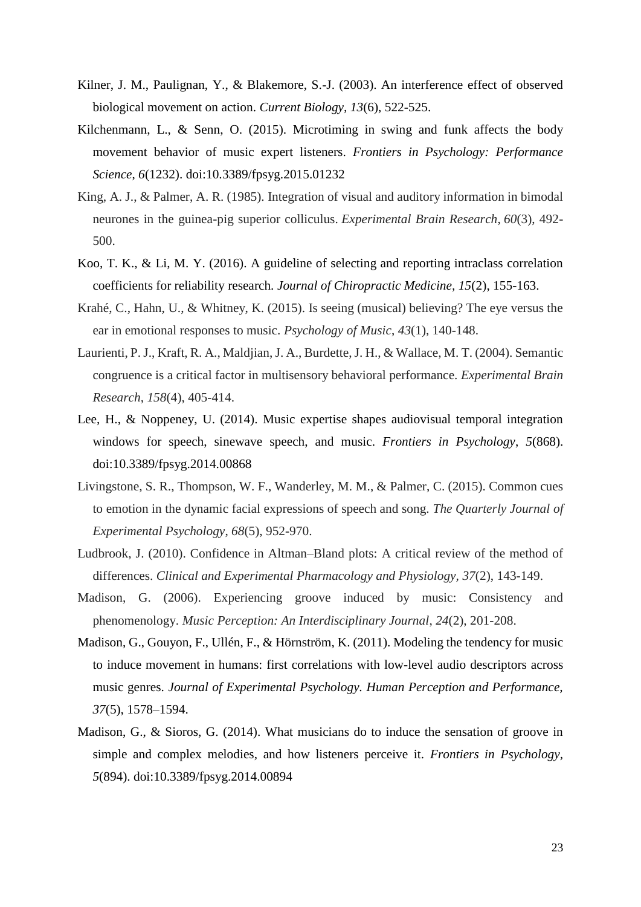Kilner, J. M., Paulignan, Y., & Blakemore, S.-J. (2003). An interference effect of observed biological movement on action. *Current Biology*, *13*(6), 522-525.

Kilchenmann, L., & Senn, O. (2015). Microtiming in swing and funk affects the body movement behavior of music expert listeners. *Frontiers in Psychology: Performance Science*, *6*(1232). doi:10.3389/fpsyg.2015.01232

King, A. J., & Palmer, A. R. (1985). Integration of visual and auditory information in bimodal neurones in the guinea-pig superior colliculus. *Experimental Brain Research*, *60*(3), 492-500.

Koo, T. K., & Li, M. Y. (2016). A guideline of selecting and reporting intraclass correlation coefficients for reliability research. *Journal of Chiropractic Medicine, 15*(2), 155-163.

Krahé, C., Hahn, U., & Whitney, K. (2015). Is seeing (musical) believing? The eye versus the ear in emotional responses to music. *Psychology of Music*, *43*(1), 140-148.

Laurienti, P. J., Kraft, R. A., Maldjian, J. A., Burdette, J. H., & Wallace, M. T. (2004). Semantic congruence is a critical factor in multisensory behavioral performance. *Experimental Brain Research*, *158*(4), 405-414.

Lee, H., & Noppeney, U. (2014). Music expertise shapes audiovisual temporal integration windows for speech, sinewave speech, and music. *Frontiers in Psychology*, *5*(868). doi:10.3389/fpsyg.2014.00868

Livingstone, S. R., Thompson, W. F., Wanderley, M. M., & Palmer, C. (2015). Common cues to emotion in the dynamic facial expressions of speech and song. *The Quarterly Journal of Experimental Psychology*, *68*(5), 952-970.

Ludbrook, J. (2010). Confidence in Altman–Bland plots: A critical review of the method of differences. *Clinical and Experimental Pharmacology and Physiology, 37*(2), 143-149.

Madison, G. (2006). Experiencing groove induced by music: Consistency and phenomenology. *Music Perception: An Interdisciplinary Journal*, *24*(2), 201-208.

Madison, G., Gouyon, F., Ullén, F., & Hörnström, K. (2011). Modeling the tendency for music to induce movement in humans: first correlations with low-level audio descriptors across music genres. *Journal of Experimental Psychology. Human Perception and Performance, 37*(5), 1578–1594.

Madison, G., & Sioros, G. (2014). What musicians do to induce the sensation of groove in simple and complex melodies, and how listeners perceive it. *Frontiers in Psychology*, *5*(894). doi:10.3389/fpsyg.2014.00894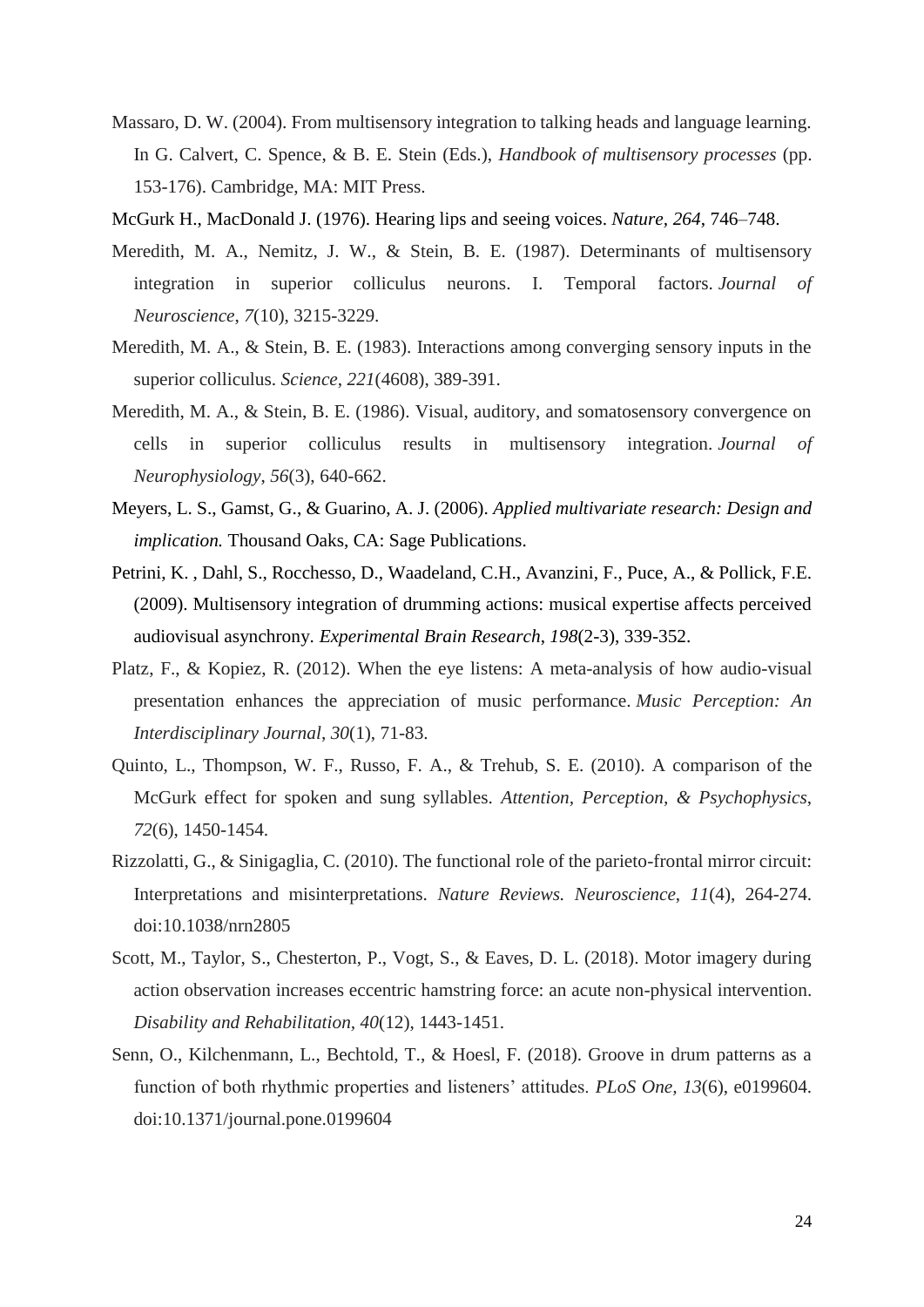Massaro, D. W. (2004). From multisensory integration to talking heads and language learning. In G. Calvert, C. Spence, & B. E. Stein (Eds.), *Handbook of multisensory processes* (pp. 153-176). Cambridge, MA: MIT Press.

McGurk H., MacDonald J. (1976). Hearing lips and seeing voices. *Nature*, *264*, 746–748.

Meredith, M. A., Nemitz, J. W., & Stein, B. E. (1987). Determinants of multisensory integration in superior colliculus neurons. I. Temporal factors. *Journal of Neuroscience*, *7*(10), 3215-3229.

Meredith, M. A., & Stein, B. E. (1983). Interactions among converging sensory inputs in the superior colliculus. *Science*, *221*(4608), 389-391.

Meredith, M. A., & Stein, B. E. (1986). Visual, auditory, and somatosensory convergence on cells in superior colliculus results in multisensory integration. *Journal of Neurophysiology*, *56*(3), 640-662.

Meyers, L. S., Gamst, G., & Guarino, A. J. (2006). *Applied multivariate research: Design and implication.* Thousand Oaks, CA: Sage Publications.

Petrini, K. , Dahl, S., Rocchesso, D., Waadeland, C.H., Avanzini, F., Puce, A., & Pollick, F.E. (2009). Multisensory integration of drumming actions: musical expertise affects perceived audiovisual asynchrony. *Experimental Brain Research*, *198*(2-3), 339-352.

Platz, F., & Kopiez, R. (2012). When the eye listens: A meta-analysis of how audio-visual presentation enhances the appreciation of music performance. *Music Perception: An Interdisciplinary Journal*, *30*(1), 71-83.

Quinto, L., Thompson, W. F., Russo, F. A., & Trehub, S. E. (2010). A comparison of the McGurk effect for spoken and sung syllables. *Attention, Perception, & Psychophysics*, *72*(6), 1450-1454.

Rizzolatti, G., & Sinigaglia, C. (2010). The functional role of the parieto-frontal mirror circuit: Interpretations and misinterpretations. *Nature Reviews. Neuroscience*, *11*(4), 264-274. doi:10.1038/nrn2805

Scott, M., Taylor, S., Chesterton, P., Vogt, S., & Eaves, D. L. (2018). Motor imagery during action observation increases eccentric hamstring force: an acute non-physical intervention. *Disability and Rehabilitation*, *40*(12), 1443-1451.

Senn, O., Kilchenmann, L., Bechtold, T., & Hoesl, F. (2018). Groove in drum patterns as a function of both rhythmic properties and listeners' attitudes. *PLoS One, 13*(6), e0199604. doi:10.1371/journal.pone.0199604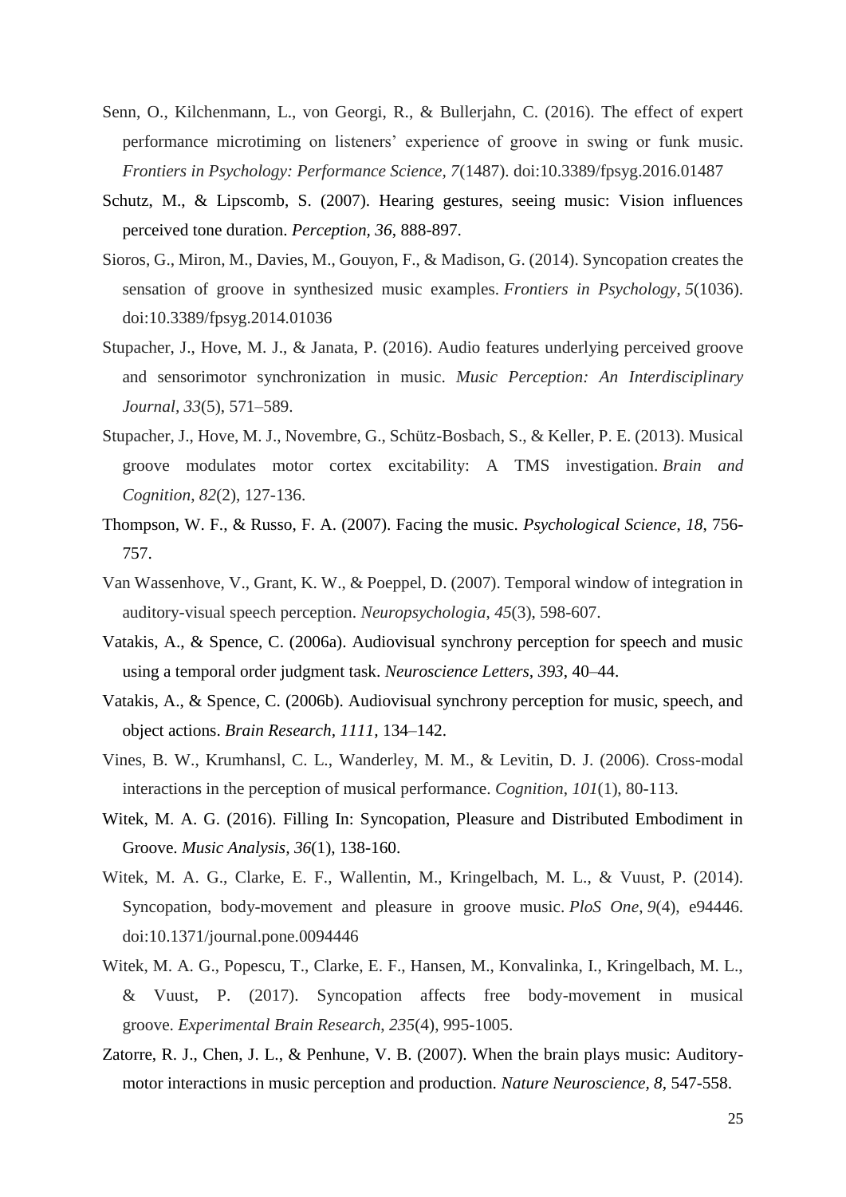Senn, O., Kilchenmann, L., von Georgi, R., & Bullerjahn, C. (2016). The effect of expert performance microtiming on listeners' experience of groove in swing or funk music. *Frontiers in Psychology: Performance Science, 7*(1487). doi:10.3389/fpsyg.2016.01487

Schutz, M., & Lipscomb, S. (2007). Hearing gestures, seeing music: Vision influences perceived tone duration. *Perception, 36*, 888-897.

Sioros, G., Miron, M., Davies, M., Gouyon, F., & Madison, G. (2014). Syncopation creates the sensation of groove in synthesized music examples. *Frontiers in Psychology*, *5*(1036). doi:10.3389/fpsyg.2014.01036

Stupacher, J., Hove, M. J., & Janata, P. (2016). Audio features underlying perceived groove and sensorimotor synchronization in music. *Music Perception: An Interdisciplinary Journal*, *33*(5), 571–589.

Stupacher, J., Hove, M. J., Novembre, G., Schütz-Bosbach, S., & Keller, P. E. (2013). Musical groove modulates motor cortex excitability: A TMS investigation. *Brain and Cognition*, *82*(2), 127-136.

Thompson, W. F., & Russo, F. A. (2007). Facing the music. *Psychological Science*, *18*, 756-757.

Van Wassenhove, V., Grant, K. W., & Poeppel, D. (2007). Temporal window of integration in auditory-visual speech perception. *Neuropsychologia*, *45*(3), 598-607.

Vatakis, A., & Spence, C. (2006a). Audiovisual synchrony perception for speech and music using a temporal order judgment task. *Neuroscience Letters, 393*, 40–44.

Vatakis, A., & Spence, C. (2006b). Audiovisual synchrony perception for music, speech, and object actions. *Brain Research*, *1111*, 134–142.

Vines, B. W., Krumhansl, C. L., Wanderley, M. M., & Levitin, D. J. (2006). Cross-modal interactions in the perception of musical performance. *Cognition*, *101*(1), 80-113.

Witek, M. A. G. (2016). Filling In: Syncopation, Pleasure and Distributed Embodiment in Groove. *Music Analysis, 36*(1), 138-160.

Witek, M. A. G., Clarke, E. F., Wallentin, M., Kringelbach, M. L., & Vuust, P. (2014). Syncopation, body-movement and pleasure in groove music. *PloS One*, *9*(4), e94446. doi:10.1371/journal.pone.0094446

Witek, M. A. G., Popescu, T., Clarke, E. F., Hansen, M., Konvalinka, I., Kringelbach, M. L., & Vuust, P. (2017). Syncopation affects free body-movement in musical groove. *Experimental Brain Research*, *235*(4), 995-1005.

Zatorre, R. J., Chen, J. L., & Penhune, V. B. (2007). When the brain plays music: Auditory-motor interactions in music perception and production. *Nature Neuroscience, 8*, 547-558.